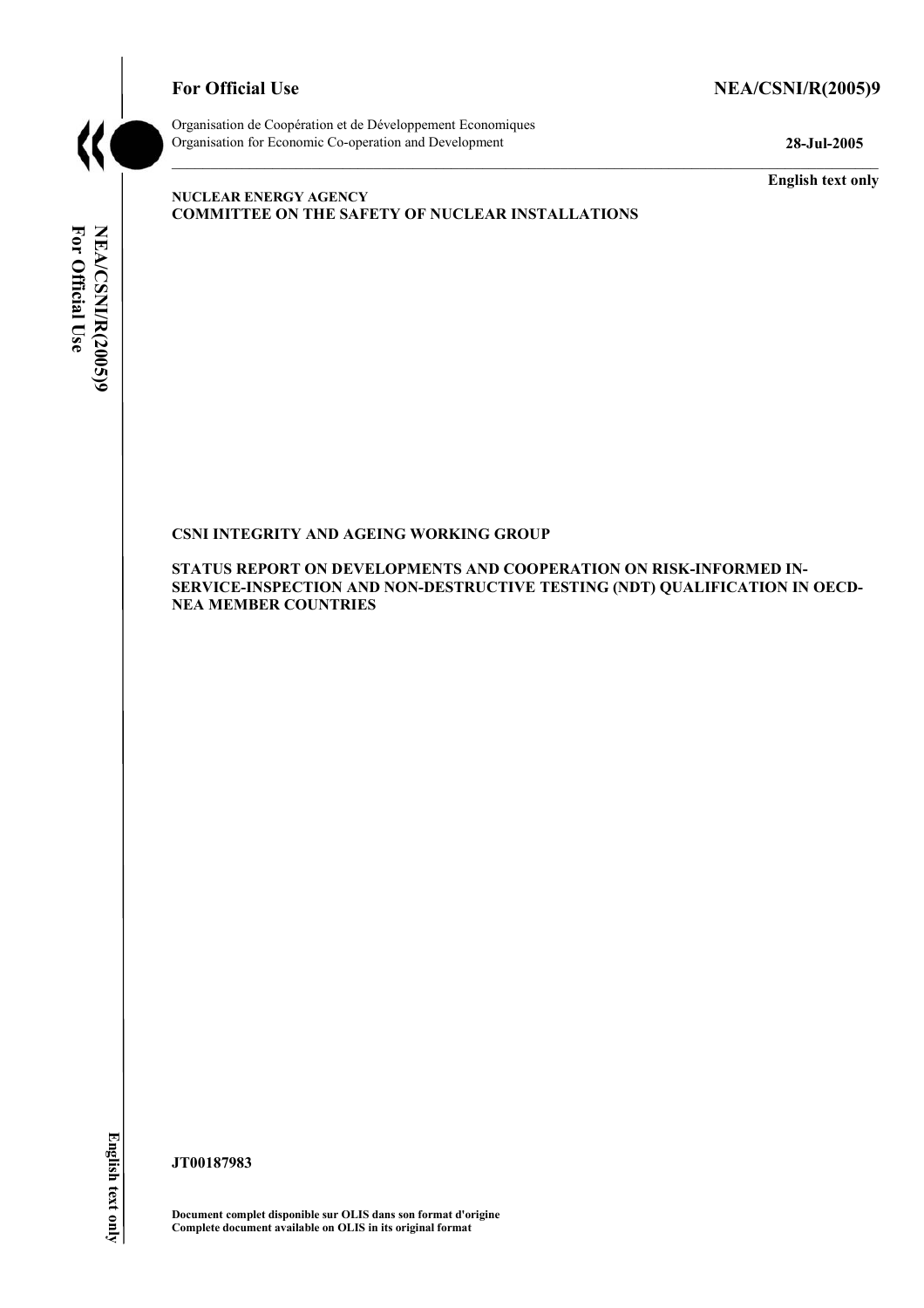**For Official Use** **NEA/CSNI/R(2005)9**

Organisation de Coopération et de Développement Economiques
Organisation for Economic Co-operation and Development **28-Jul-2005**

**English text only**

**NUCLEAR ENERGY AGENCY**
**COMMITTEE ON THE SAFETY OF NUCLEAR INSTALLATIONS**

**CSNI INTEGRITY AND AGEING WORKING GROUP**

**STATUS REPORT ON DEVELOPMENTS AND COOPERATION ON RISK-INFORMED IN-SERVICE-INSPECTION AND NON-DESTRUCTIVE TESTING (NDT) QUALIFICATION IN OECD-NEA MEMBER COUNTRIES**

**JT00187983**

**Document complet disponible sur OLIS dans son format d'origine**
**Complete document available on OLIS in its original format**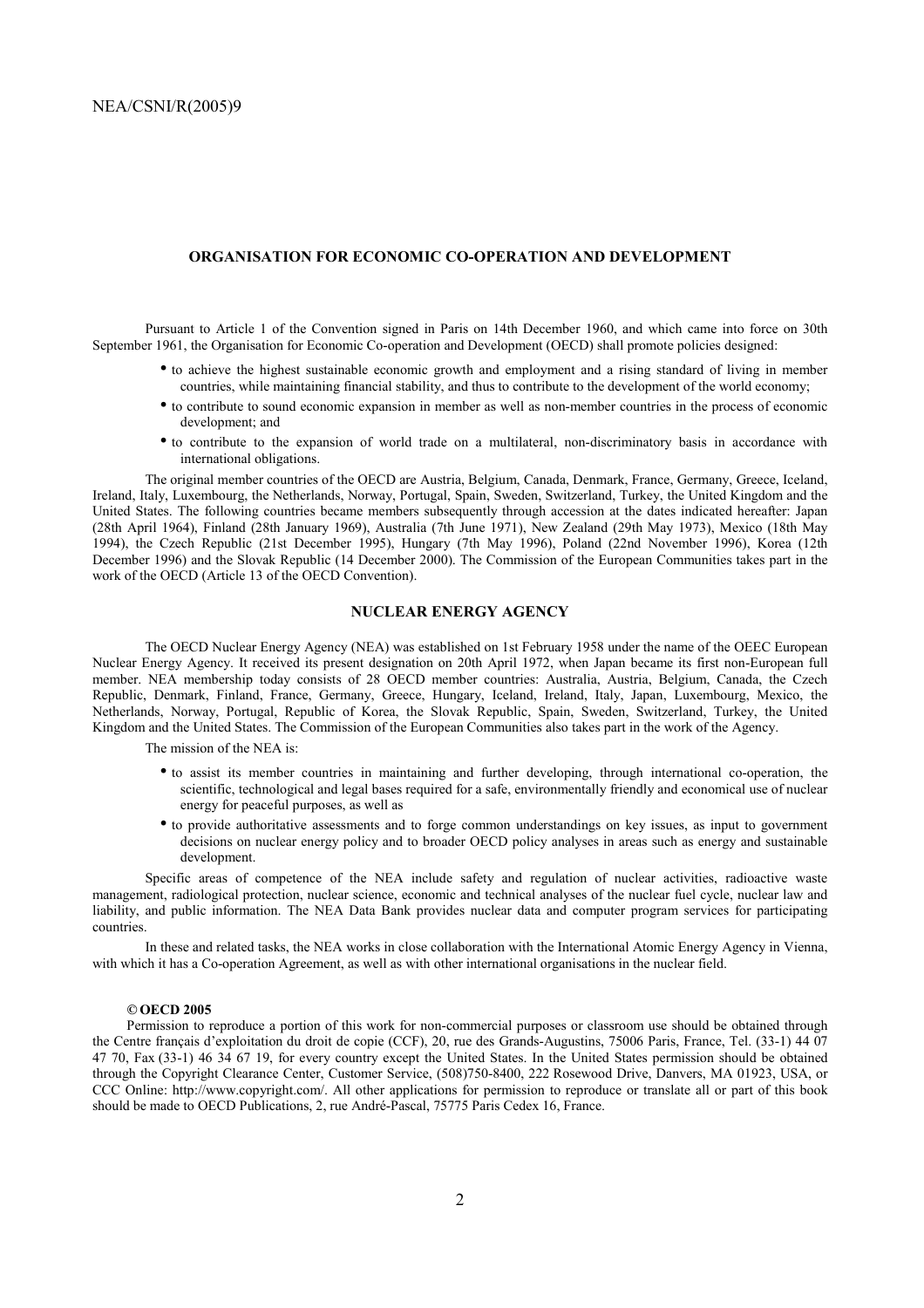## ORGANISATION FOR ECONOMIC CO-OPERATION AND DEVELOPMENT

Pursuant to Article 1 of the Convention signed in Paris on 14th December 1960, and which came into force on 30th September 1961, the Organisation for Economic Co-operation and Development (OECD) shall promote policies designed:

- to achieve the highest sustainable economic growth and employment and a rising standard of living in member countries, while maintaining financial stability, and thus to contribute to the development of the world economy;
- to contribute to sound economic expansion in member as well as non-member countries in the process of economic development; and
- to contribute to the expansion of world trade on a multilateral, non-discriminatory basis in accordance with international obligations.

The original member countries of the OECD are Austria, Belgium, Canada, Denmark, France, Germany, Greece, Iceland, Ireland, Italy, Luxembourg, the Netherlands, Norway, Portugal, Spain, Sweden, Switzerland, Turkey, the United Kingdom and the United States. The following countries became members subsequently through accession at the dates indicated hereafter: Japan (28th April 1964), Finland (28th January 1969), Australia (7th June 1971), New Zealand (29th May 1973), Mexico (18th May 1994), the Czech Republic (21st December 1995), Hungary (7th May 1996), Poland (22nd November 1996), Korea (12th December 1996) and the Slovak Republic (14 December 2000). The Commission of the European Communities takes part in the work of the OECD (Article 13 of the OECD Convention).

## NUCLEAR ENERGY AGENCY

The OECD Nuclear Energy Agency (NEA) was established on 1st February 1958 under the name of the OEEC European Nuclear Energy Agency. It received its present designation on 20th April 1972, when Japan became its first non-European full member. NEA membership today consists of 28 OECD member countries: Australia, Austria, Belgium, Canada, the Czech Republic, Denmark, Finland, France, Germany, Greece, Hungary, Iceland, Ireland, Italy, Japan, Luxembourg, Mexico, the Netherlands, Norway, Portugal, Republic of Korea, the Slovak Republic, Spain, Sweden, Switzerland, Turkey, the United Kingdom and the United States. The Commission of the European Communities also takes part in the work of the Agency.

The mission of the NEA is:

- to assist its member countries in maintaining and further developing, through international co-operation, the scientific, technological and legal bases required for a safe, environmentally friendly and economical use of nuclear energy for peaceful purposes, as well as
- to provide authoritative assessments and to forge common understandings on key issues, as input to government decisions on nuclear energy policy and to broader OECD policy analyses in areas such as energy and sustainable development.

Specific areas of competence of the NEA include safety and regulation of nuclear activities, radioactive waste management, radiological protection, nuclear science, economic and technical analyses of the nuclear fuel cycle, nuclear law and liability, and public information. The NEA Data Bank provides nuclear data and computer program services for participating countries.

In these and related tasks, the NEA works in close collaboration with the International Atomic Energy Agency in Vienna, with which it has a Co-operation Agreement, as well as with other international organisations in the nuclear field.

**© OECD 2005**

Permission to reproduce a portion of this work for non-commercial purposes or classroom use should be obtained through the Centre français d'exploitation du droit de copie (CCF), 20, rue des Grands-Augustins, 75006 Paris, France, Tel. (33-1) 44 07 47 70, Fax (33-1) 46 34 67 19, for every country except the United States. In the United States permission should be obtained through the Copyright Clearance Center, Customer Service, (508)750-8400, 222 Rosewood Drive, Danvers, MA 01923, USA, or CCC Online: http://www.copyright.com/. All other applications for permission to reproduce or translate all or part of this book should be made to OECD Publications, 2, rue André-Pascal, 75775 Paris Cedex 16, France.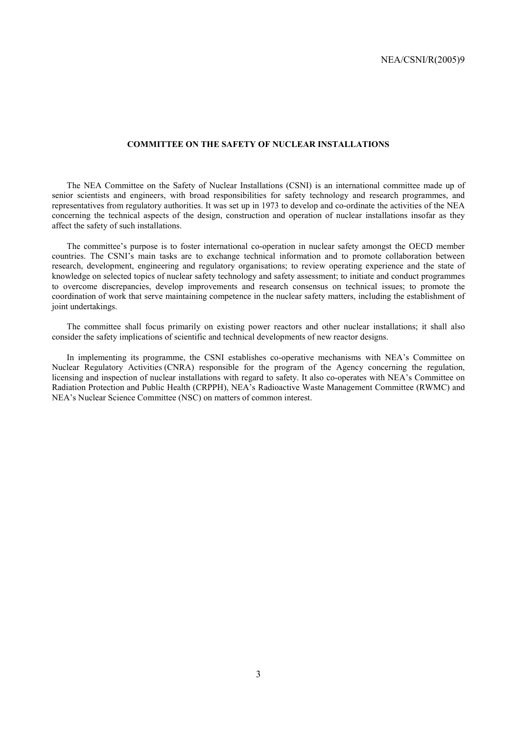## COMMITTEE ON THE SAFETY OF NUCLEAR INSTALLATIONS

The NEA Committee on the Safety of Nuclear Installations (CSNI) is an international committee made up of senior scientists and engineers, with broad responsibilities for safety technology and research programmes, and representatives from regulatory authorities. It was set up in 1973 to develop and co-ordinate the activities of the NEA concerning the technical aspects of the design, construction and operation of nuclear installations insofar as they affect the safety of such installations.

The committee's purpose is to foster international co-operation in nuclear safety amongst the OECD member countries. The CSNI's main tasks are to exchange technical information and to promote collaboration between research, development, engineering and regulatory organisations; to review operating experience and the state of knowledge on selected topics of nuclear safety technology and safety assessment; to initiate and conduct programmes to overcome discrepancies, develop improvements and research consensus on technical issues; to promote the coordination of work that serve maintaining competence in the nuclear safety matters, including the establishment of joint undertakings.

The committee shall focus primarily on existing power reactors and other nuclear installations; it shall also consider the safety implications of scientific and technical developments of new reactor designs.

In implementing its programme, the CSNI establishes co-operative mechanisms with NEA's Committee on Nuclear Regulatory Activities (CNRA) responsible for the program of the Agency concerning the regulation, licensing and inspection of nuclear installations with regard to safety. It also co-operates with NEA's Committee on Radiation Protection and Public Health (CRPPH), NEA's Radioactive Waste Management Committee (RWMC) and NEA's Nuclear Science Committee (NSC) on matters of common interest.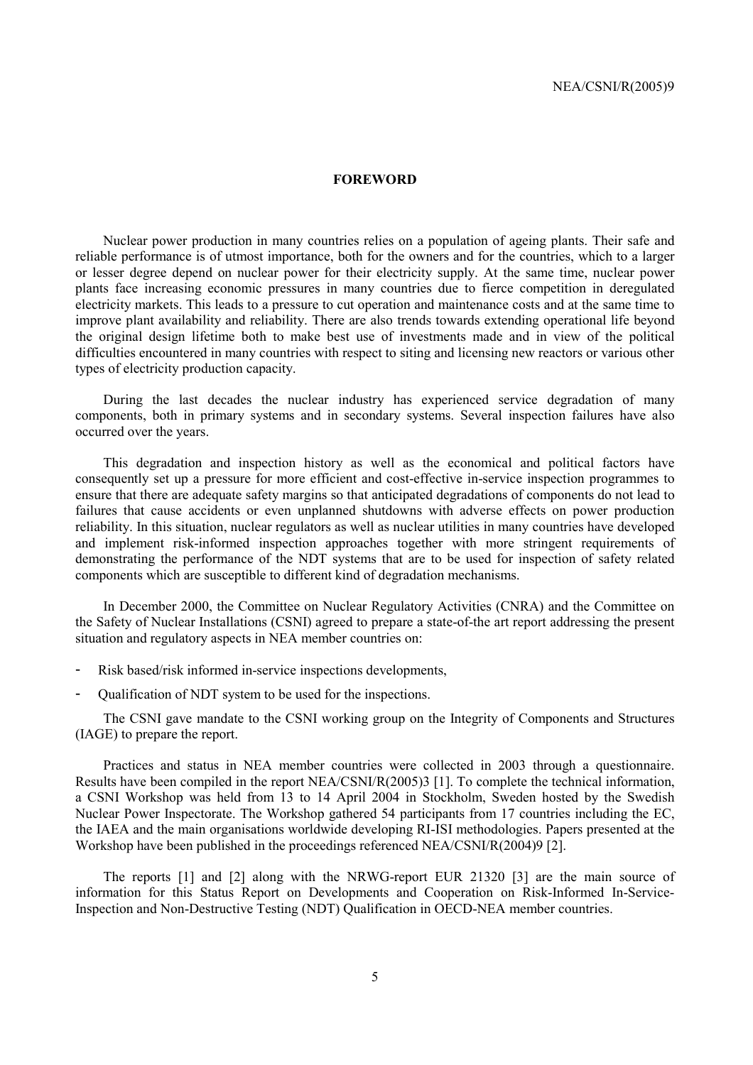# FOREWORD

Nuclear power production in many countries relies on a population of ageing plants. Their safe and reliable performance is of utmost importance, both for the owners and for the countries, which to a larger or lesser degree depend on nuclear power for their electricity supply. At the same time, nuclear power plants face increasing economic pressures in many countries due to fierce competition in deregulated electricity markets. This leads to a pressure to cut operation and maintenance costs and at the same time to improve plant availability and reliability. There are also trends towards extending operational life beyond the original design lifetime both to make best use of investments made and in view of the political difficulties encountered in many countries with respect to siting and licensing new reactors or various other types of electricity production capacity.

During the last decades the nuclear industry has experienced service degradation of many components, both in primary systems and in secondary systems. Several inspection failures have also occurred over the years.

This degradation and inspection history as well as the economical and political factors have consequently set up a pressure for more efficient and cost-effective in-service inspection programmes to ensure that there are adequate safety margins so that anticipated degradations of components do not lead to failures that cause accidents or even unplanned shutdowns with adverse effects on power production reliability. In this situation, nuclear regulators as well as nuclear utilities in many countries have developed and implement risk-informed inspection approaches together with more stringent requirements of demonstrating the performance of the NDT systems that are to be used for inspection of safety related components which are susceptible to different kind of degradation mechanisms.

In December 2000, the Committee on Nuclear Regulatory Activities (CNRA) and the Committee on the Safety of Nuclear Installations (CSNI) agreed to prepare a state-of-the art report addressing the present situation and regulatory aspects in NEA member countries on:

- Risk based/risk informed in-service inspections developments,
- Qualification of NDT system to be used for the inspections.

The CSNI gave mandate to the CSNI working group on the Integrity of Components and Structures (IAGE) to prepare the report.

Practices and status in NEA member countries were collected in 2003 through a questionnaire. Results have been compiled in the report NEA/CSNI/R(2005)3 [1]. To complete the technical information, a CSNI Workshop was held from 13 to 14 April 2004 in Stockholm, Sweden hosted by the Swedish Nuclear Power Inspectorate. The Workshop gathered 54 participants from 17 countries including the EC, the IAEA and the main organisations worldwide developing RI-ISI methodologies. Papers presented at the Workshop have been published in the proceedings referenced NEA/CSNI/R(2004)9 [2].

The reports [1] and [2] along with the NRWG-report EUR 21320 [3] are the main source of information for this Status Report on Developments and Cooperation on Risk-Informed In-Service-Inspection and Non-Destructive Testing (NDT) Qualification in OECD-NEA member countries.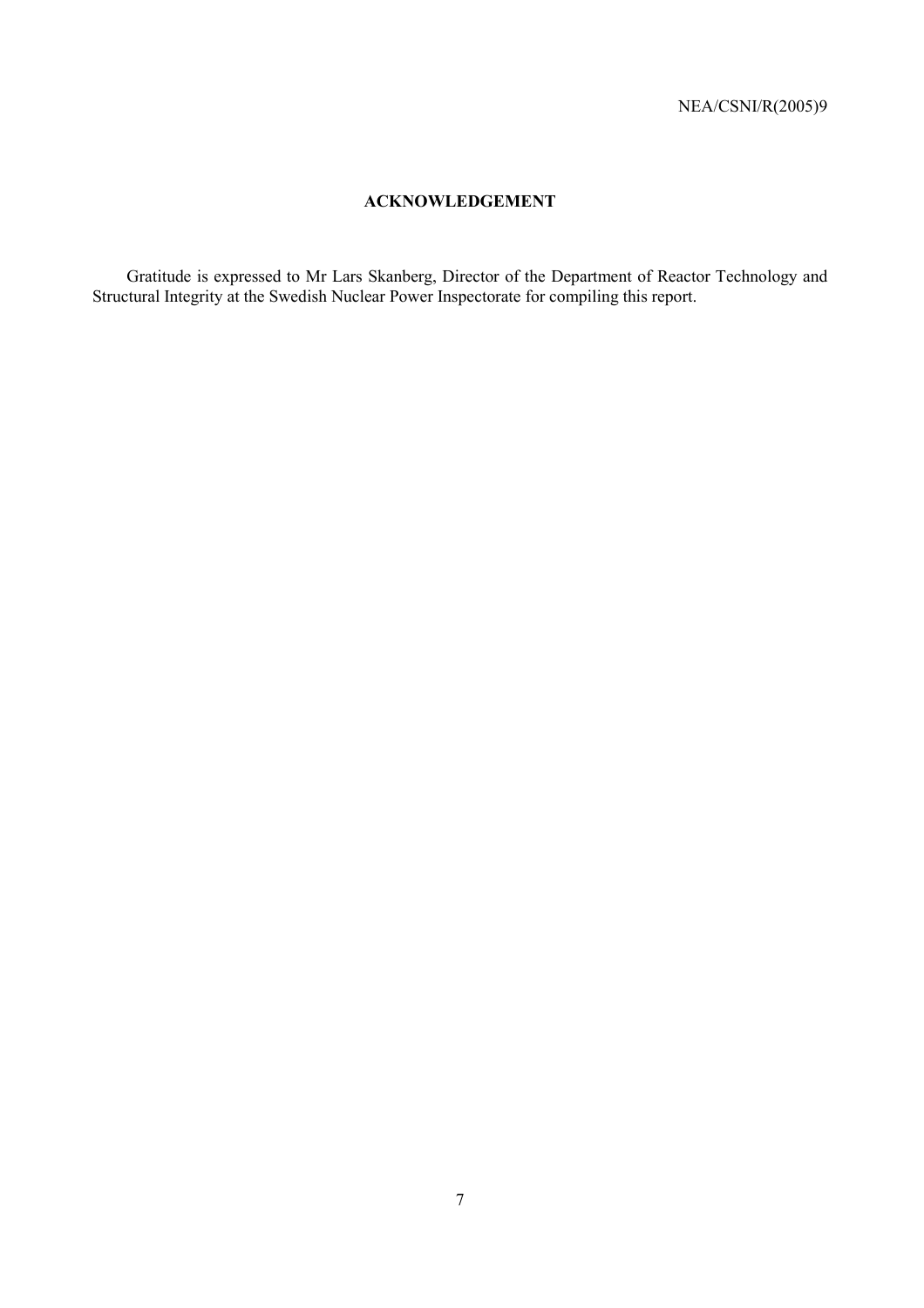## ACKNOWLEDGEMENT

Gratitude is expressed to Mr Lars Skanberg, Director of the Department of Reactor Technology and Structural Integrity at the Swedish Nuclear Power Inspectorate for compiling this report.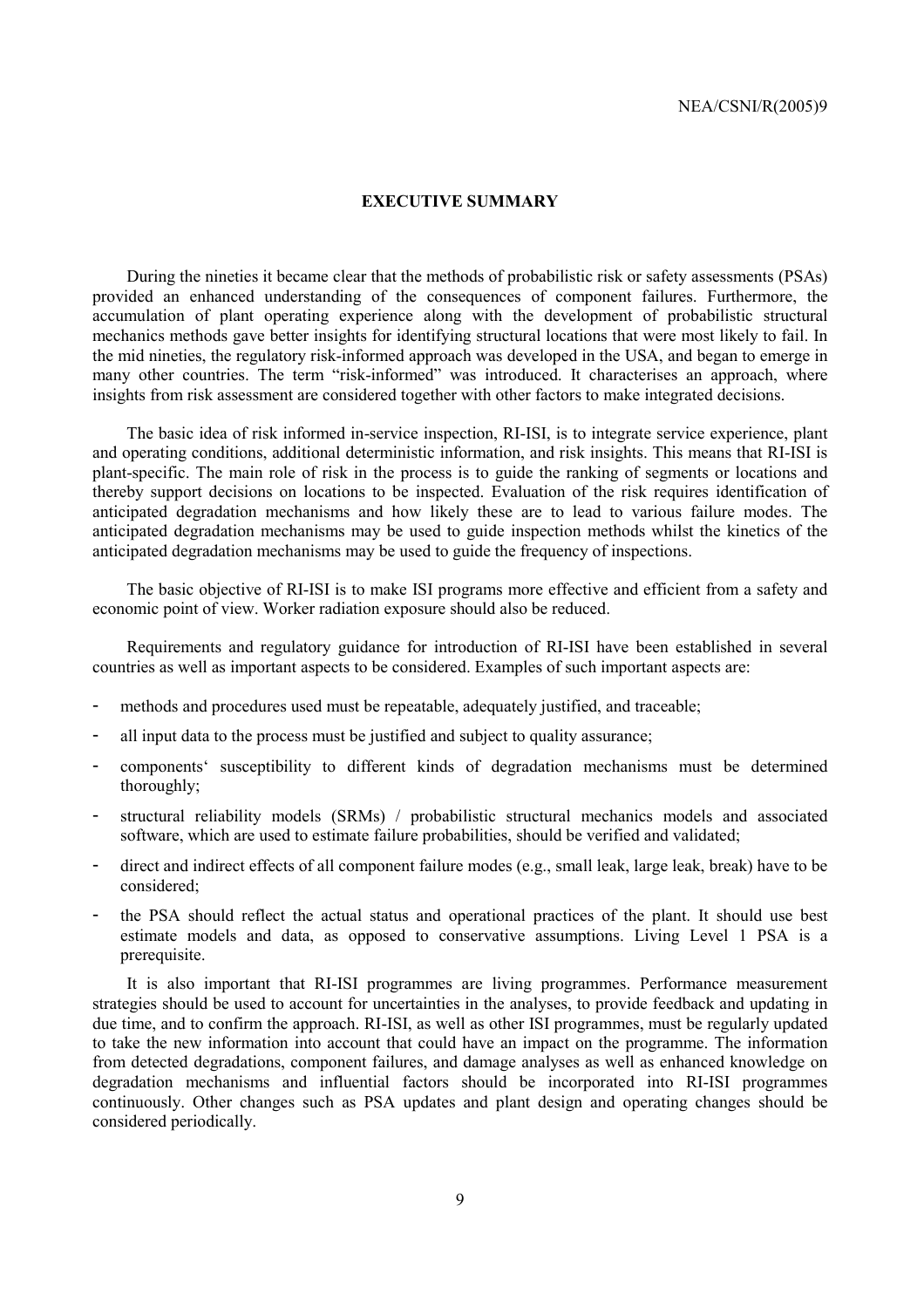## EXECUTIVE SUMMARY

During the nineties it became clear that the methods of probabilistic risk or safety assessments (PSAs) provided an enhanced understanding of the consequences of component failures. Furthermore, the accumulation of plant operating experience along with the development of probabilistic structural mechanics methods gave better insights for identifying structural locations that were most likely to fail. In the mid nineties, the regulatory risk-informed approach was developed in the USA, and began to emerge in many other countries. The term "risk-informed" was introduced. It characterises an approach, where insights from risk assessment are considered together with other factors to make integrated decisions.

The basic idea of risk informed in-service inspection, RI-ISI, is to integrate service experience, plant and operating conditions, additional deterministic information, and risk insights. This means that RI-ISI is plant-specific. The main role of risk in the process is to guide the ranking of segments or locations and thereby support decisions on locations to be inspected. Evaluation of the risk requires identification of anticipated degradation mechanisms and how likely these are to lead to various failure modes. The anticipated degradation mechanisms may be used to guide inspection methods whilst the kinetics of the anticipated degradation mechanisms may be used to guide the frequency of inspections.

The basic objective of RI-ISI is to make ISI programs more effective and efficient from a safety and economic point of view. Worker radiation exposure should also be reduced.

Requirements and regulatory guidance for introduction of RI-ISI have been established in several countries as well as important aspects to be considered. Examples of such important aspects are:

- methods and procedures used must be repeatable, adequately justified, and traceable;
- all input data to the process must be justified and subject to quality assurance;
- components' susceptibility to different kinds of degradation mechanisms must be determined thoroughly;
- structural reliability models (SRMs) / probabilistic structural mechanics models and associated software, which are used to estimate failure probabilities, should be verified and validated;
- direct and indirect effects of all component failure modes (e.g., small leak, large leak, break) have to be considered;
- the PSA should reflect the actual status and operational practices of the plant. It should use best estimate models and data, as opposed to conservative assumptions. Living Level 1 PSA is a prerequisite.

It is also important that RI-ISI programmes are living programmes. Performance measurement strategies should be used to account for uncertainties in the analyses, to provide feedback and updating in due time, and to confirm the approach. RI-ISI, as well as other ISI programmes, must be regularly updated to take the new information into account that could have an impact on the programme. The information from detected degradations, component failures, and damage analyses as well as enhanced knowledge on degradation mechanisms and influential factors should be incorporated into RI-ISI programmes continuously. Other changes such as PSA updates and plant design and operating changes should be considered periodically.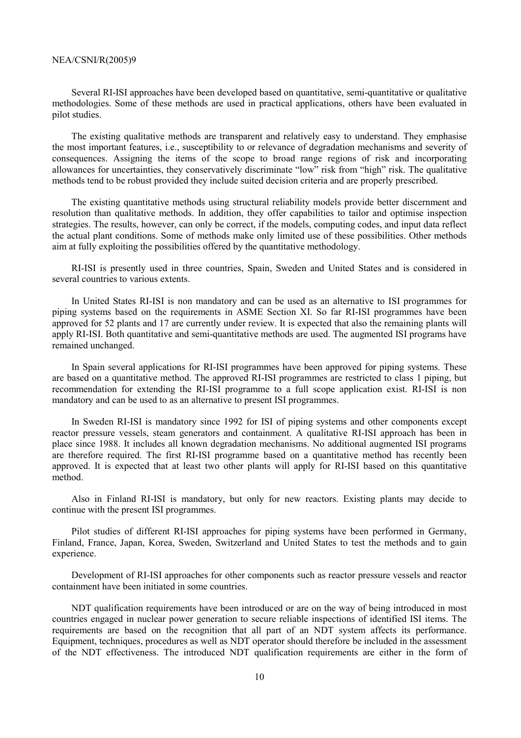Several RI-ISI approaches have been developed based on quantitative, semi-quantitative or qualitative methodologies. Some of these methods are used in practical applications, others have been evaluated in pilot studies.

The existing qualitative methods are transparent and relatively easy to understand. They emphasise the most important features, i.e., susceptibility to or relevance of degradation mechanisms and severity of consequences. Assigning the items of the scope to broad range regions of risk and incorporating allowances for uncertainties, they conservatively discriminate "low" risk from "high" risk. The qualitative methods tend to be robust provided they include suited decision criteria and are properly prescribed.

The existing quantitative methods using structural reliability models provide better discernment and resolution than qualitative methods. In addition, they offer capabilities to tailor and optimise inspection strategies. The results, however, can only be correct, if the models, computing codes, and input data reflect the actual plant conditions. Some of methods make only limited use of these possibilities. Other methods aim at fully exploiting the possibilities offered by the quantitative methodology.

RI-ISI is presently used in three countries, Spain, Sweden and United States and is considered in several countries to various extents.

In United States RI-ISI is non mandatory and can be used as an alternative to ISI programmes for piping systems based on the requirements in ASME Section XI. So far RI-ISI programmes have been approved for 52 plants and 17 are currently under review. It is expected that also the remaining plants will apply RI-ISI. Both quantitative and semi-quantitative methods are used. The augmented ISI programs have remained unchanged.

In Spain several applications for RI-ISI programmes have been approved for piping systems. These are based on a quantitative method. The approved RI-ISI programmes are restricted to class 1 piping, but recommendation for extending the RI-ISI programme to a full scope application exist. RI-ISI is non mandatory and can be used to as an alternative to present ISI programmes.

In Sweden RI-ISI is mandatory since 1992 for ISI of piping systems and other components except reactor pressure vessels, steam generators and containment. A qualitative RI-ISI approach has been in place since 1988. It includes all known degradation mechanisms. No additional augmented ISI programs are therefore required. The first RI-ISI programme based on a quantitative method has recently been approved. It is expected that at least two other plants will apply for RI-ISI based on this quantitative method.

Also in Finland RI-ISI is mandatory, but only for new reactors. Existing plants may decide to continue with the present ISI programmes.

Pilot studies of different RI-ISI approaches for piping systems have been performed in Germany, Finland, France, Japan, Korea, Sweden, Switzerland and United States to test the methods and to gain experience.

Development of RI-ISI approaches for other components such as reactor pressure vessels and reactor containment have been initiated in some countries.

NDT qualification requirements have been introduced or are on the way of being introduced in most countries engaged in nuclear power generation to secure reliable inspections of identified ISI items. The requirements are based on the recognition that all part of an NDT system affects its performance. Equipment, techniques, procedures as well as NDT operator should therefore be included in the assessment of the NDT effectiveness. The introduced NDT qualification requirements are either in the form of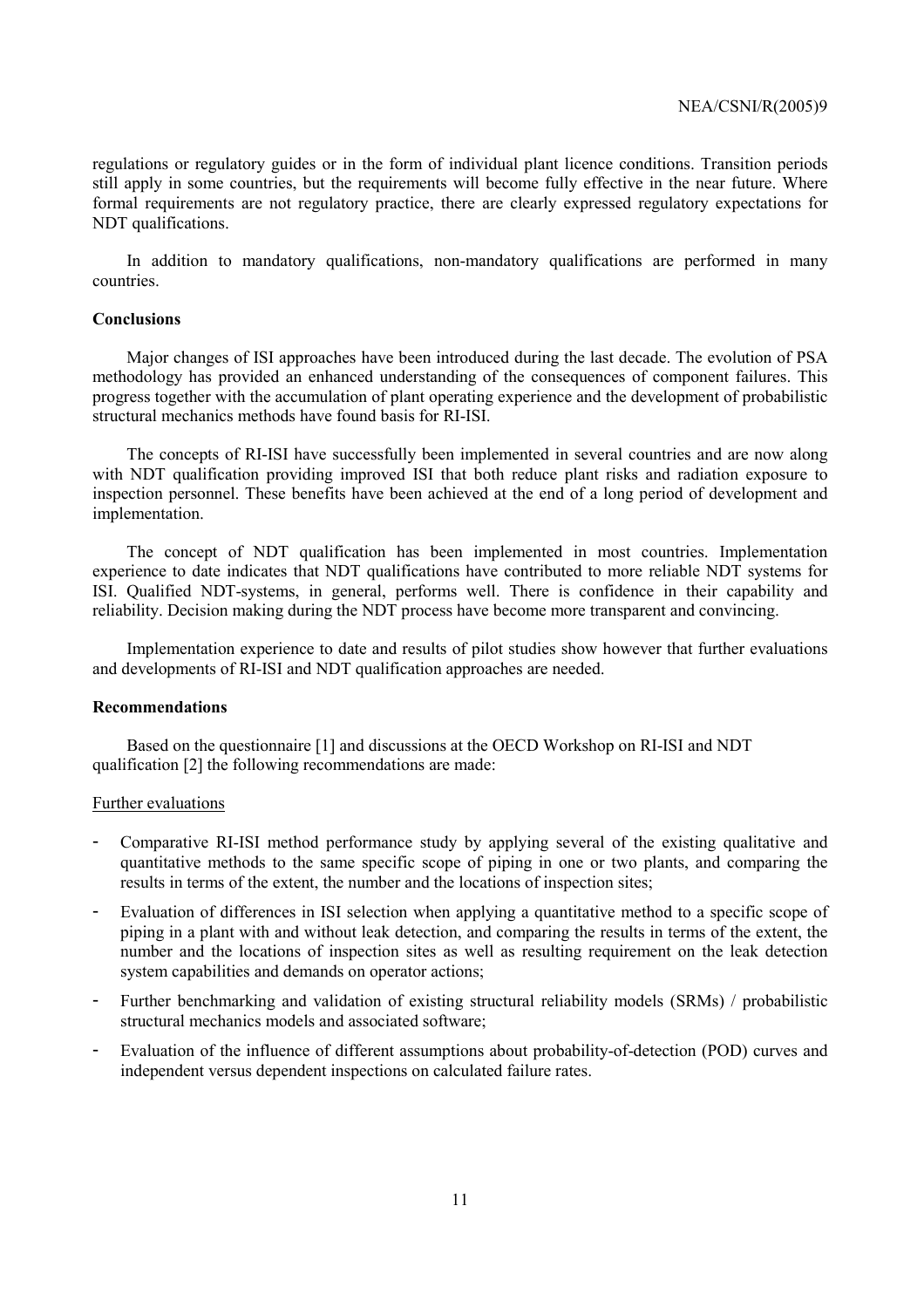regulations or regulatory guides or in the form of individual plant licence conditions. Transition periods still apply in some countries, but the requirements will become fully effective in the near future. Where formal requirements are not regulatory practice, there are clearly expressed regulatory expectations for NDT qualifications.

In addition to mandatory qualifications, non-mandatory qualifications are performed in many countries.

**Conclusions**

Major changes of ISI approaches have been introduced during the last decade. The evolution of PSA methodology has provided an enhanced understanding of the consequences of component failures. This progress together with the accumulation of plant operating experience and the development of probabilistic structural mechanics methods have found basis for RI-ISI.

The concepts of RI-ISI have successfully been implemented in several countries and are now along with NDT qualification providing improved ISI that both reduce plant risks and radiation exposure to inspection personnel. These benefits have been achieved at the end of a long period of development and implementation.

The concept of NDT qualification has been implemented in most countries. Implementation experience to date indicates that NDT qualifications have contributed to more reliable NDT systems for ISI. Qualified NDT-systems, in general, performs well. There is confidence in their capability and reliability. Decision making during the NDT process have become more transparent and convincing.

Implementation experience to date and results of pilot studies show however that further evaluations and developments of RI-ISI and NDT qualification approaches are needed.

**Recommendations**

Based on the questionnaire [1] and discussions at the OECD Workshop on RI-ISI and NDT qualification [2] the following recommendations are made:

Further evaluations

- Comparative RI-ISI method performance study by applying several of the existing qualitative and quantitative methods to the same specific scope of piping in one or two plants, and comparing the results in terms of the extent, the number and the locations of inspection sites;
- Evaluation of differences in ISI selection when applying a quantitative method to a specific scope of piping in a plant with and without leak detection, and comparing the results in terms of the extent, the number and the locations of inspection sites as well as resulting requirement on the leak detection system capabilities and demands on operator actions;
- Further benchmarking and validation of existing structural reliability models (SRMs) / probabilistic structural mechanics models and associated software;
- Evaluation of the influence of different assumptions about probability-of-detection (POD) curves and independent versus dependent inspections on calculated failure rates.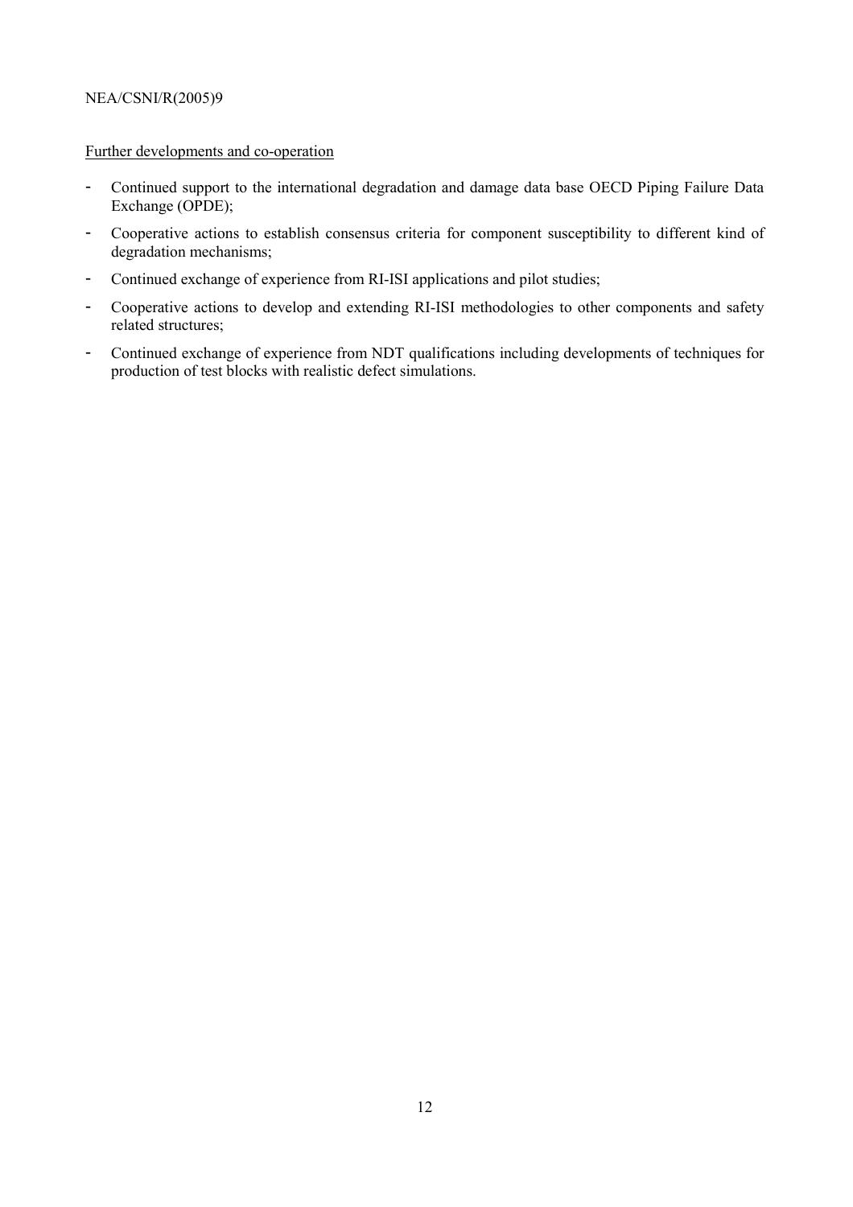<u>Further developments and co-operation</u>

- Continued support to the international degradation and damage data base OECD Piping Failure Data Exchange (OPDE);
- Cooperative actions to establish consensus criteria for component susceptibility to different kind of degradation mechanisms;
- Continued exchange of experience from RI-ISI applications and pilot studies;
- Cooperative actions to develop and extending RI-ISI methodologies to other components and safety related structures;
- Continued exchange of experience from NDT qualifications including developments of techniques for production of test blocks with realistic defect simulations.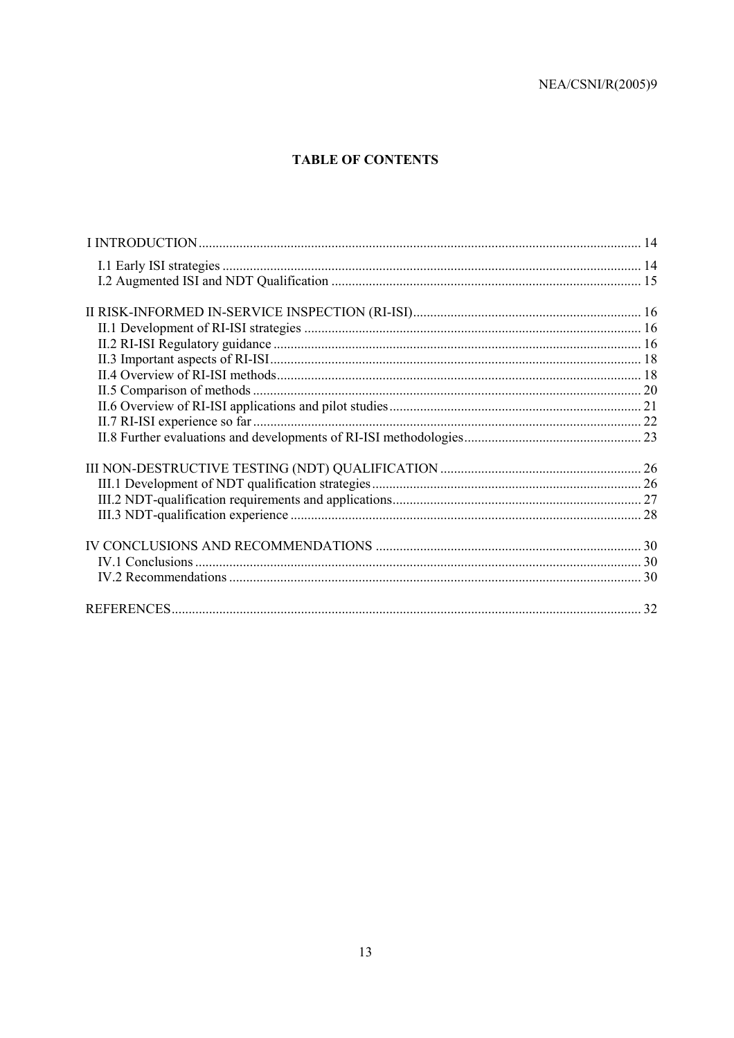**TABLE OF CONTENTS**

I INTRODUCTION ... 14
- I.1 Early ISI strategies ... 14
- I.2 Augmented ISI and NDT Qualification ... 15

II RISK-INFORMED IN-SERVICE INSPECTION (RI-ISI) ... 16
- II.1 Development of RI-ISI strategies ... 16
- II.2 RI-ISI Regulatory guidance ... 16
- II.3 Important aspects of RI-ISI ... 18
- II.4 Overview of RI-ISI methods ... 18
- II.5 Comparison of methods ... 20
- II.6 Overview of RI-ISI applications and pilot studies ... 21
- II.7 RI-ISI experience so far ... 22
- II.8 Further evaluations and developments of RI-ISI methodologies ... 23

III NON-DESTRUCTIVE TESTING (NDT) QUALIFICATION ... 26
- III.1 Development of NDT qualification strategies ... 26
- III.2 NDT-qualification requirements and applications ... 27
- III.3 NDT-qualification experience ... 28

IV CONCLUSIONS AND RECOMMENDATIONS ... 30
- IV.1 Conclusions ... 30
- IV.2 Recommendations ... 30

REFERENCES ... 32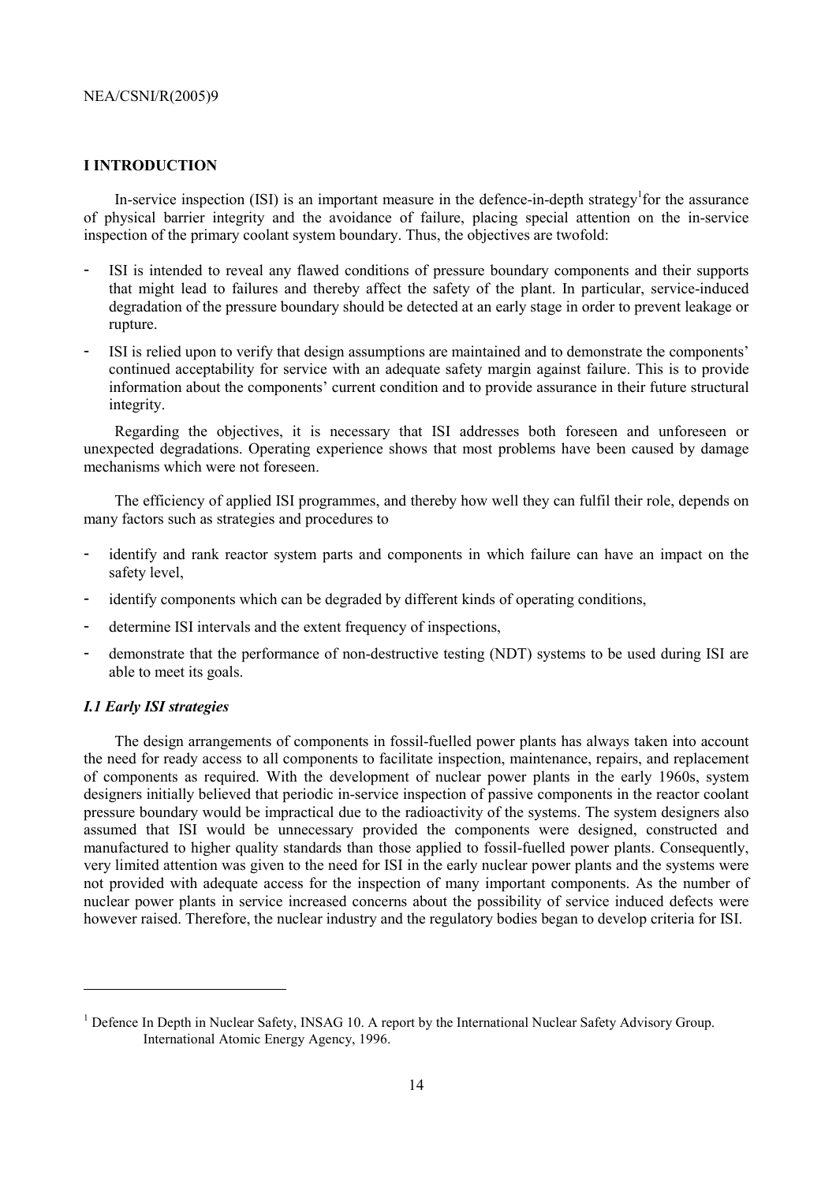# I INTRODUCTION

In-service inspection (ISI) is an important measure in the defence-in-depth strategy[1]for the assurance of physical barrier integrity and the avoidance of failure, placing special attention on the in-service inspection of the primary coolant system boundary. Thus, the objectives are twofold:

- ISI is intended to reveal any flawed conditions of pressure boundary components and their supports that might lead to failures and thereby affect the safety of the plant. In particular, service-induced degradation of the pressure boundary should be detected at an early stage in order to prevent leakage or rupture.
- ISI is relied upon to verify that design assumptions are maintained and to demonstrate the components' continued acceptability for service with an adequate safety margin against failure. This is to provide information about the components' current condition and to provide assurance in their future structural integrity.

Regarding the objectives, it is necessary that ISI addresses both foreseen and unforeseen or unexpected degradations. Operating experience shows that most problems have been caused by damage mechanisms which were not foreseen.

The efficiency of applied ISI programmes, and thereby how well they can fulfil their role, depends on many factors such as strategies and procedures to

- identify and rank reactor system parts and components in which failure can have an impact on the safety level,
- identify components which can be degraded by different kinds of operating conditions,
- determine ISI intervals and the extent frequency of inspections,
- demonstrate that the performance of non-destructive testing (NDT) systems to be used during ISI are able to meet its goals.

## *I.1 Early ISI strategies*

The design arrangements of components in fossil-fuelled power plants has always taken into account the need for ready access to all components to facilitate inspection, maintenance, repairs, and replacement of components as required. With the development of nuclear power plants in the early 1960s, system designers initially believed that periodic in-service inspection of passive components in the reactor coolant pressure boundary would be impractical due to the radioactivity of the systems. The system designers also assumed that ISI would be unnecessary provided the components were designed, constructed and manufactured to higher quality standards than those applied to fossil-fuelled power plants. Consequently, very limited attention was given to the need for ISI in the early nuclear power plants and the systems were not provided with adequate access for the inspection of many important components. As the number of nuclear power plants in service increased concerns about the possibility of service induced defects were however raised. Therefore, the nuclear industry and the regulatory bodies began to develop criteria for ISI.

---

[1] Defence In Depth in Nuclear Safety, INSAG 10. A report by the International Nuclear Safety Advisory Group. International Atomic Energy Agency, 1996.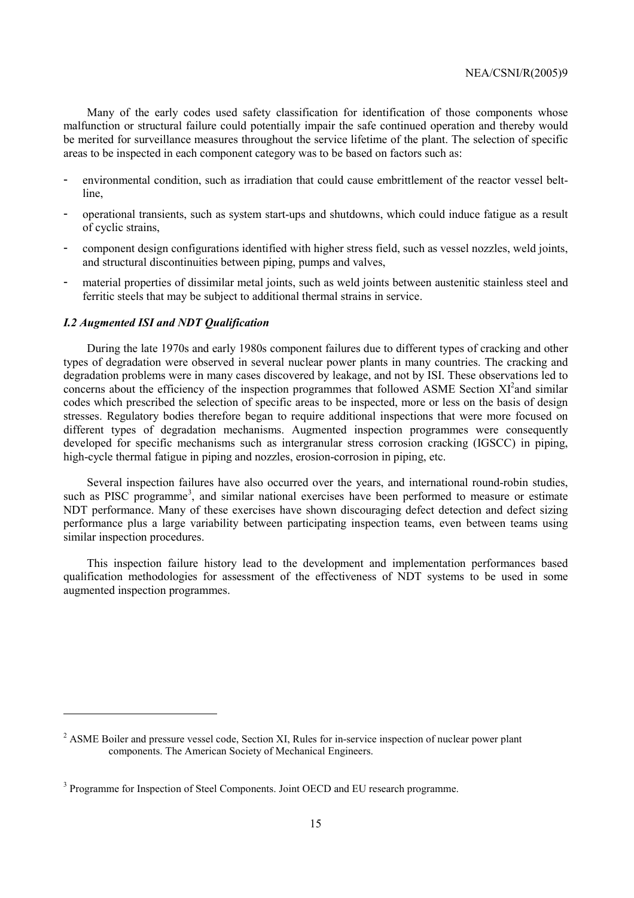Many of the early codes used safety classification for identification of those components whose malfunction or structural failure could potentially impair the safe continued operation and thereby would be merited for surveillance measures throughout the service lifetime of the plant. The selection of specific areas to be inspected in each component category was to be based on factors such as:

- environmental condition, such as irradiation that could cause embrittlement of the reactor vessel belt-line,
- operational transients, such as system start-ups and shutdowns, which could induce fatigue as a result of cyclic strains,
- component design configurations identified with higher stress field, such as vessel nozzles, weld joints, and structural discontinuities between piping, pumps and valves,
- material properties of dissimilar metal joints, such as weld joints between austenitic stainless steel and ferritic steels that may be subject to additional thermal strains in service.

### *I.2 Augmented ISI and NDT Qualification*

During the late 1970s and early 1980s component failures due to different types of cracking and other types of degradation were observed in several nuclear power plants in many countries. The cracking and degradation problems were in many cases discovered by leakage, and not by ISI. These observations led to concerns about the efficiency of the inspection programmes that followed ASME Section XI[2]and similar codes which prescribed the selection of specific areas to be inspected, more or less on the basis of design stresses. Regulatory bodies therefore began to require additional inspections that were more focused on different types of degradation mechanisms. Augmented inspection programmes were consequently developed for specific mechanisms such as intergranular stress corrosion cracking (IGSCC) in piping, high-cycle thermal fatigue in piping and nozzles, erosion-corrosion in piping, etc.

Several inspection failures have also occurred over the years, and international round-robin studies, such as PISC programme[3], and similar national exercises have been performed to measure or estimate NDT performance. Many of these exercises have shown discouraging defect detection and defect sizing performance plus a large variability between participating inspection teams, even between teams using similar inspection procedures.

This inspection failure history lead to the development and implementation performances based qualification methodologies for assessment of the effectiveness of NDT systems to be used in some augmented inspection programmes.

---

[2] ASME Boiler and pressure vessel code, Section XI, Rules for in-service inspection of nuclear power plant components. The American Society of Mechanical Engineers.

[3] Programme for Inspection of Steel Components. Joint OECD and EU research programme.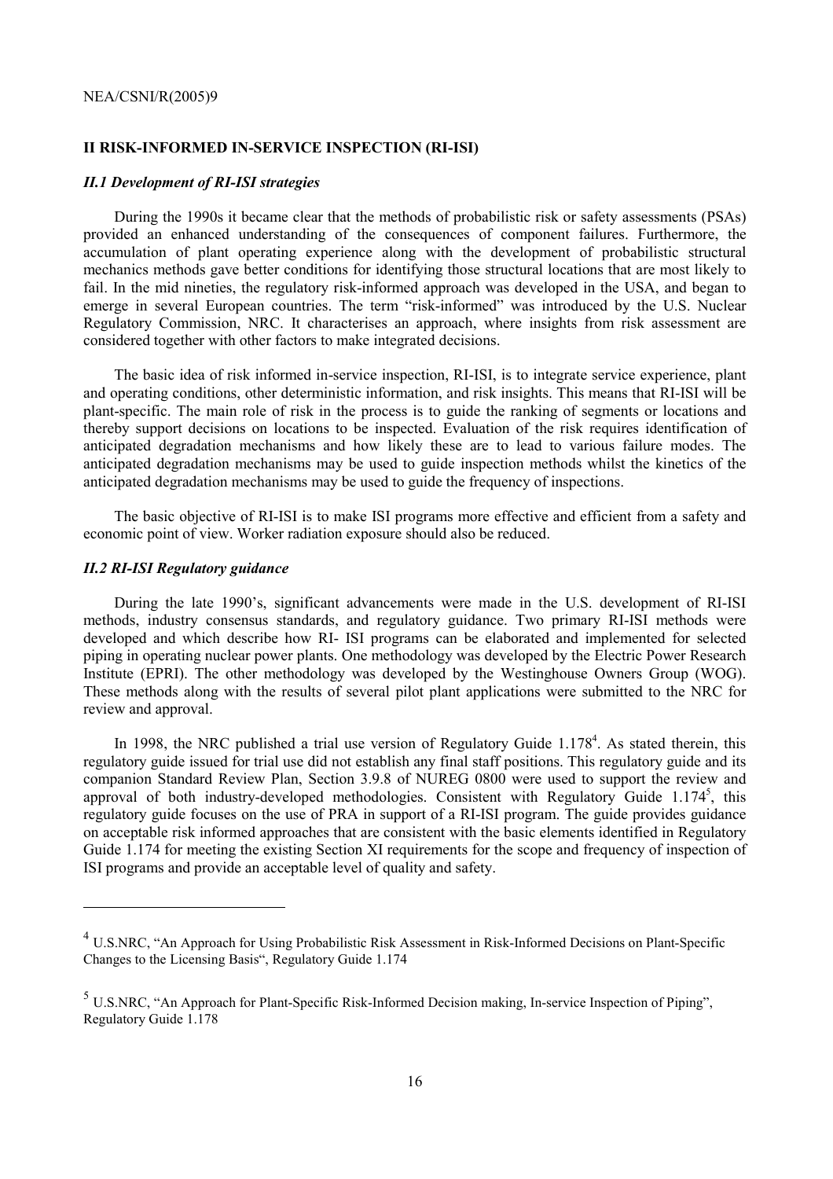## II RISK-INFORMED IN-SERVICE INSPECTION (RI-ISI)

### *II.1 Development of RI-ISI strategies*

During the 1990s it became clear that the methods of probabilistic risk or safety assessments (PSAs) provided an enhanced understanding of the consequences of component failures. Furthermore, the accumulation of plant operating experience along with the development of probabilistic structural mechanics methods gave better conditions for identifying those structural locations that are most likely to fail. In the mid nineties, the regulatory risk-informed approach was developed in the USA, and began to emerge in several European countries. The term "risk-informed" was introduced by the U.S. Nuclear Regulatory Commission, NRC. It characterises an approach, where insights from risk assessment are considered together with other factors to make integrated decisions.

The basic idea of risk informed in-service inspection, RI-ISI, is to integrate service experience, plant and operating conditions, other deterministic information, and risk insights. This means that RI-ISI will be plant-specific. The main role of risk in the process is to guide the ranking of segments or locations and thereby support decisions on locations to be inspected. Evaluation of the risk requires identification of anticipated degradation mechanisms and how likely these are to lead to various failure modes. The anticipated degradation mechanisms may be used to guide inspection methods whilst the kinetics of the anticipated degradation mechanisms may be used to guide the frequency of inspections.

The basic objective of RI-ISI is to make ISI programs more effective and efficient from a safety and economic point of view. Worker radiation exposure should also be reduced.

### *II.2 RI-ISI Regulatory guidance*

During the late 1990's, significant advancements were made in the U.S. development of RI-ISI methods, industry consensus standards, and regulatory guidance. Two primary RI-ISI methods were developed and which describe how RI- ISI programs can be elaborated and implemented for selected piping in operating nuclear power plants. One methodology was developed by the Electric Power Research Institute (EPRI). The other methodology was developed by the Westinghouse Owners Group (WOG). These methods along with the results of several pilot plant applications were submitted to the NRC for review and approval.

In 1998, the NRC published a trial use version of Regulatory Guide 1.178[4]. As stated therein, this regulatory guide issued for trial use did not establish any final staff positions. This regulatory guide and its companion Standard Review Plan, Section 3.9.8 of NUREG 0800 were used to support the review and approval of both industry-developed methodologies. Consistent with Regulatory Guide 1.174[5], this regulatory guide focuses on the use of PRA in support of a RI-ISI program. The guide provides guidance on acceptable risk informed approaches that are consistent with the basic elements identified in Regulatory Guide 1.174 for meeting the existing Section XI requirements for the scope and frequency of inspection of ISI programs and provide an acceptable level of quality and safety.

---

[4] U.S.NRC, "An Approach for Using Probabilistic Risk Assessment in Risk-Informed Decisions on Plant-Specific Changes to the Licensing Basis", Regulatory Guide 1.174

[5] U.S.NRC, "An Approach for Plant-Specific Risk-Informed Decision making, In-service Inspection of Piping", Regulatory Guide 1.178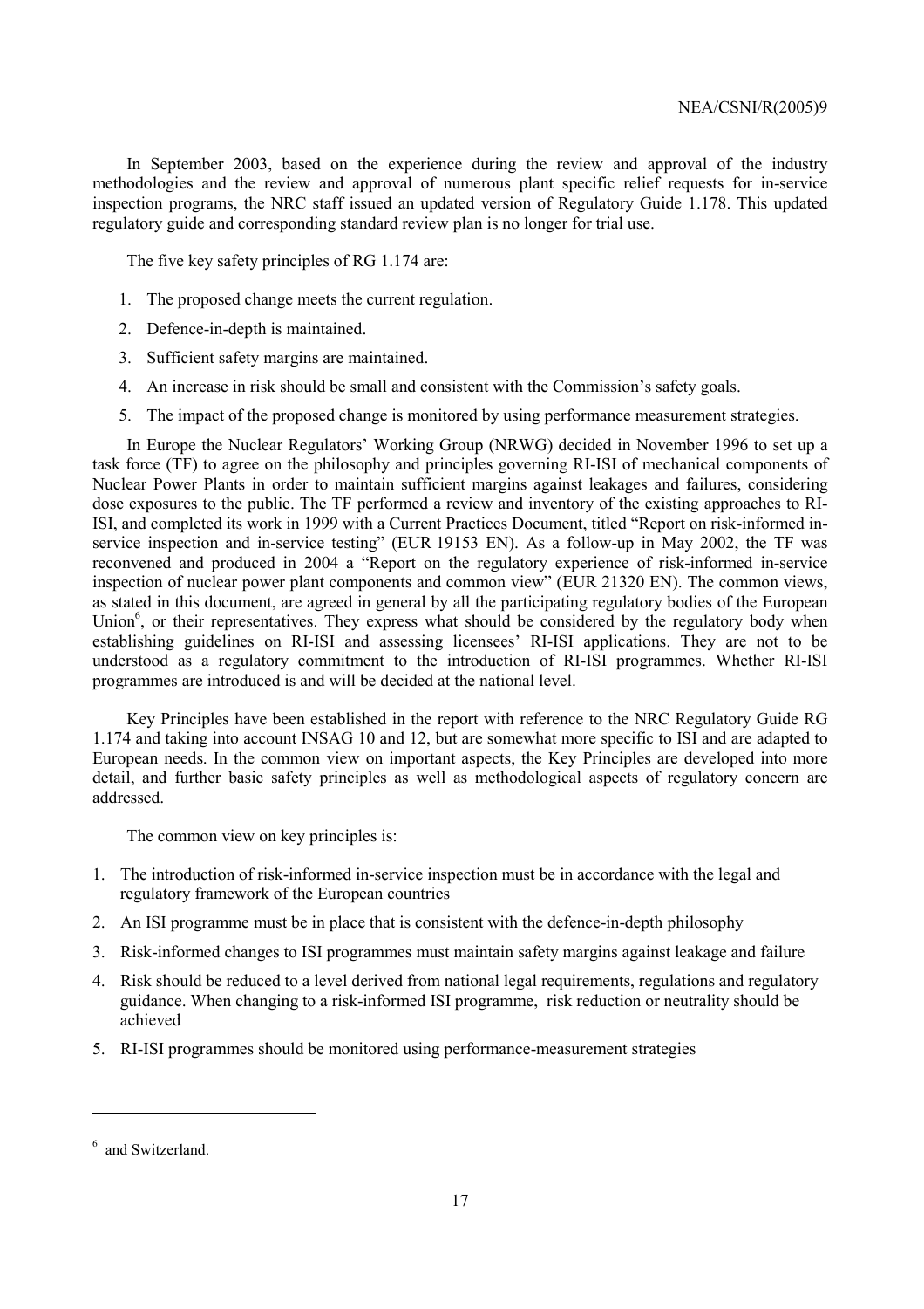In September 2003, based on the experience during the review and approval of the industry methodologies and the review and approval of numerous plant specific relief requests for in-service inspection programs, the NRC staff issued an updated version of Regulatory Guide 1.178. This updated regulatory guide and corresponding standard review plan is no longer for trial use.

The five key safety principles of RG 1.174 are:

1. The proposed change meets the current regulation.
2. Defence-in-depth is maintained.
3. Sufficient safety margins are maintained.
4. An increase in risk should be small and consistent with the Commission's safety goals.
5. The impact of the proposed change is monitored by using performance measurement strategies.

In Europe the Nuclear Regulators' Working Group (NRWG) decided in November 1996 to set up a task force (TF) to agree on the philosophy and principles governing RI-ISI of mechanical components of Nuclear Power Plants in order to maintain sufficient margins against leakages and failures, considering dose exposures to the public. The TF performed a review and inventory of the existing approaches to RI-ISI, and completed its work in 1999 with a Current Practices Document, titled "Report on risk-informed in-service inspection and in-service testing" (EUR 19153 EN). As a follow-up in May 2002, the TF was reconvened and produced in 2004 a "Report on the regulatory experience of risk-informed in-service inspection of nuclear power plant components and common view" (EUR 21320 EN). The common views, as stated in this document, are agreed in general by all the participating regulatory bodies of the European Union[6], or their representatives. They express what should be considered by the regulatory body when establishing guidelines on RI-ISI and assessing licensees' RI-ISI applications. They are not to be understood as a regulatory commitment to the introduction of RI-ISI programmes. Whether RI-ISI programmes are introduced is and will be decided at the national level.

Key Principles have been established in the report with reference to the NRC Regulatory Guide RG 1.174 and taking into account INSAG 10 and 12, but are somewhat more specific to ISI and are adapted to European needs. In the common view on important aspects, the Key Principles are developed into more detail, and further basic safety principles as well as methodological aspects of regulatory concern are addressed.

The common view on key principles is:

1. The introduction of risk-informed in-service inspection must be in accordance with the legal and regulatory framework of the European countries
2. An ISI programme must be in place that is consistent with the defence-in-depth philosophy
3. Risk-informed changes to ISI programmes must maintain safety margins against leakage and failure
4. Risk should be reduced to a level derived from national legal requirements, regulations and regulatory guidance. When changing to a risk-informed ISI programme, risk reduction or neutrality should be achieved
5. RI-ISI programmes should be monitored using performance-measurement strategies

[6] and Switzerland.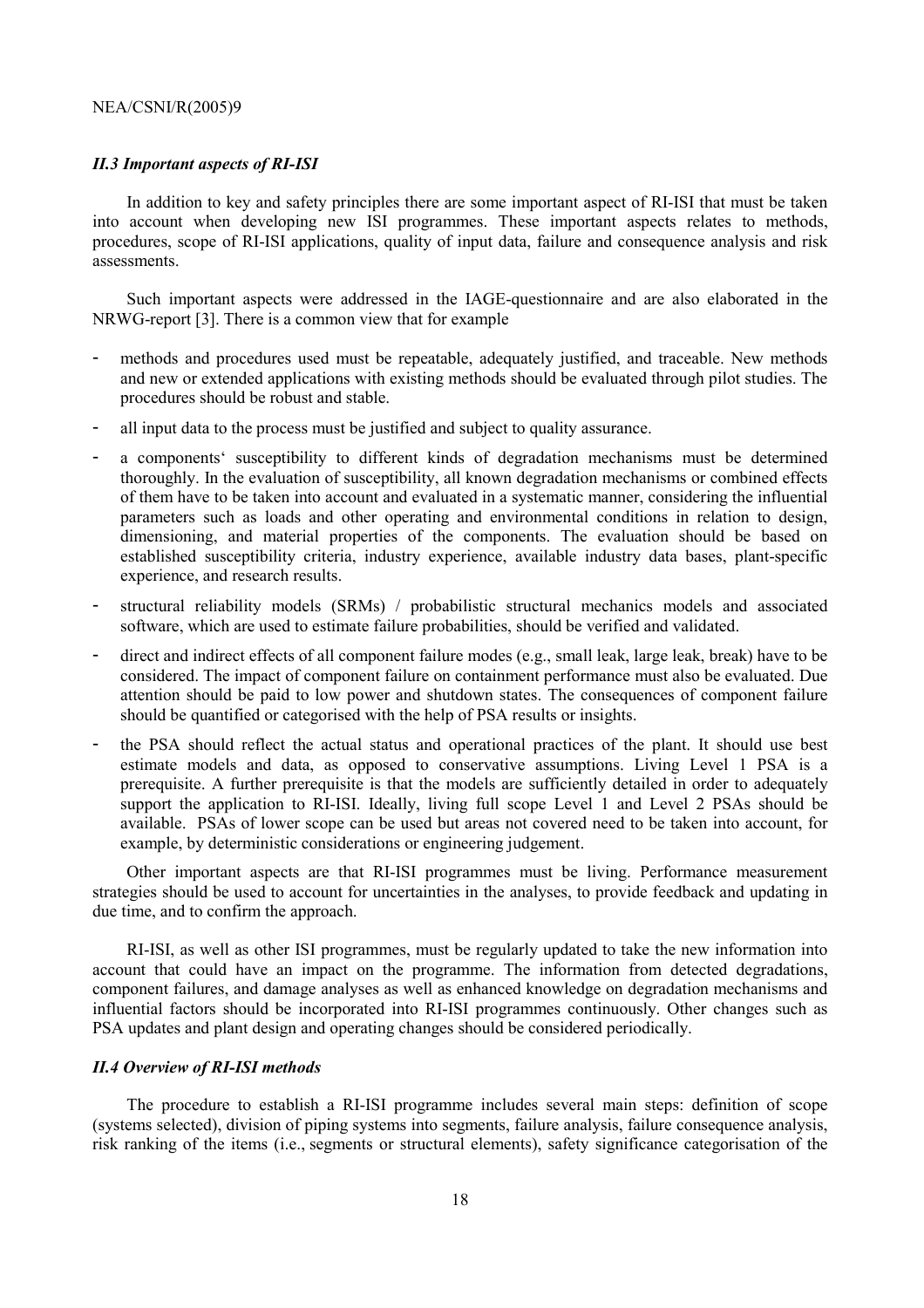### *II.3 Important aspects of RI-ISI*

In addition to key and safety principles there are some important aspect of RI-ISI that must be taken into account when developing new ISI programmes. These important aspects relates to methods, procedures, scope of RI-ISI applications, quality of input data, failure and consequence analysis and risk assessments.

Such important aspects were addressed in the IAGE-questionnaire and are also elaborated in the NRWG-report [3]. There is a common view that for example

- methods and procedures used must be repeatable, adequately justified, and traceable. New methods and new or extended applications with existing methods should be evaluated through pilot studies. The procedures should be robust and stable.
- all input data to the process must be justified and subject to quality assurance.
- a components' susceptibility to different kinds of degradation mechanisms must be determined thoroughly. In the evaluation of susceptibility, all known degradation mechanisms or combined effects of them have to be taken into account and evaluated in a systematic manner, considering the influential parameters such as loads and other operating and environmental conditions in relation to design, dimensioning, and material properties of the components. The evaluation should be based on established susceptibility criteria, industry experience, available industry data bases, plant-specific experience, and research results.
- structural reliability models (SRMs) / probabilistic structural mechanics models and associated software, which are used to estimate failure probabilities, should be verified and validated.
- direct and indirect effects of all component failure modes (e.g., small leak, large leak, break) have to be considered. The impact of component failure on containment performance must also be evaluated. Due attention should be paid to low power and shutdown states. The consequences of component failure should be quantified or categorised with the help of PSA results or insights.
- the PSA should reflect the actual status and operational practices of the plant. It should use best estimate models and data, as opposed to conservative assumptions. Living Level 1 PSA is a prerequisite. A further prerequisite is that the models are sufficiently detailed in order to adequately support the application to RI-ISI. Ideally, living full scope Level 1 and Level 2 PSAs should be available. PSAs of lower scope can be used but areas not covered need to be taken into account, for example, by deterministic considerations or engineering judgement.

Other important aspects are that RI-ISI programmes must be living. Performance measurement strategies should be used to account for uncertainties in the analyses, to provide feedback and updating in due time, and to confirm the approach.

RI-ISI, as well as other ISI programmes, must be regularly updated to take the new information into account that could have an impact on the programme. The information from detected degradations, component failures, and damage analyses as well as enhanced knowledge on degradation mechanisms and influential factors should be incorporated into RI-ISI programmes continuously. Other changes such as PSA updates and plant design and operating changes should be considered periodically.

### *II.4 Overview of RI-ISI methods*

The procedure to establish a RI-ISI programme includes several main steps: definition of scope (systems selected), division of piping systems into segments, failure analysis, failure consequence analysis, risk ranking of the items (i.e., segments or structural elements), safety significance categorisation of the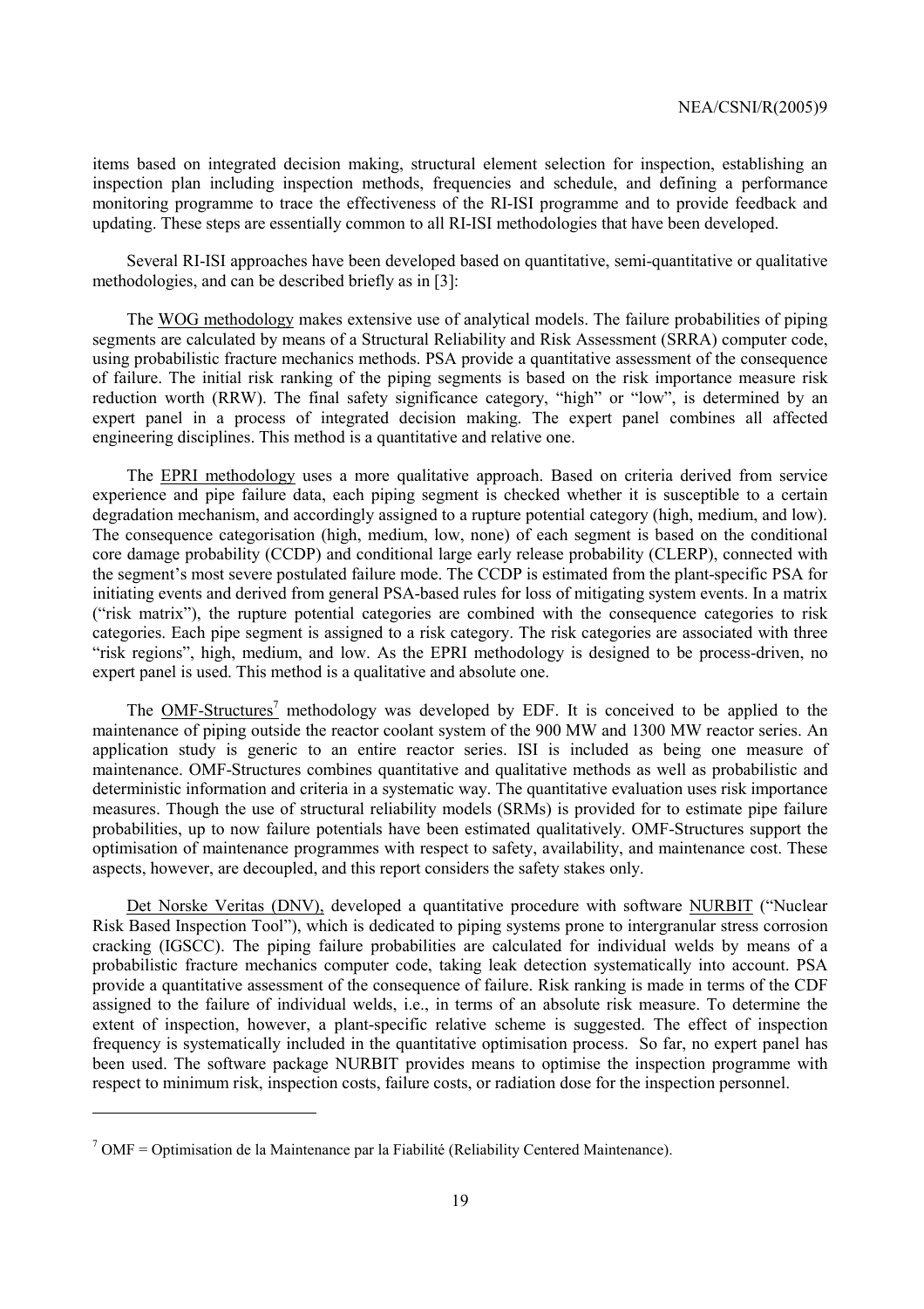items based on integrated decision making, structural element selection for inspection, establishing an inspection plan including inspection methods, frequencies and schedule, and defining a performance monitoring programme to trace the effectiveness of the RI-ISI programme and to provide feedback and updating. These steps are essentially common to all RI-ISI methodologies that have been developed.

Several RI-ISI approaches have been developed based on quantitative, semi-quantitative or qualitative methodologies, and can be described briefly as in [3]:

The WOG methodology makes extensive use of analytical models. The failure probabilities of piping segments are calculated by means of a Structural Reliability and Risk Assessment (SRRA) computer code, using probabilistic fracture mechanics methods. PSA provide a quantitative assessment of the consequence of failure. The initial risk ranking of the piping segments is based on the risk importance measure risk reduction worth (RRW). The final safety significance category, "high" or "low", is determined by an expert panel in a process of integrated decision making. The expert panel combines all affected engineering disciplines. This method is a quantitative and relative one.

The EPRI methodology uses a more qualitative approach. Based on criteria derived from service experience and pipe failure data, each piping segment is checked whether it is susceptible to a certain degradation mechanism, and accordingly assigned to a rupture potential category (high, medium, and low). The consequence categorisation (high, medium, low, none) of each segment is based on the conditional core damage probability (CCDP) and conditional large early release probability (CLERP), connected with the segment's most severe postulated failure mode. The CCDP is estimated from the plant-specific PSA for initiating events and derived from general PSA-based rules for loss of mitigating system events. In a matrix ("risk matrix"), the rupture potential categories are combined with the consequence categories to risk categories. Each pipe segment is assigned to a risk category. The risk categories are associated with three "risk regions", high, medium, and low. As the EPRI methodology is designed to be process-driven, no expert panel is used. This method is a qualitative and absolute one.

The OMF-Structures[7] methodology was developed by EDF. It is conceived to be applied to the maintenance of piping outside the reactor coolant system of the 900 MW and 1300 MW reactor series. An application study is generic to an entire reactor series. ISI is included as being one measure of maintenance. OMF-Structures combines quantitative and qualitative methods as well as probabilistic and deterministic information and criteria in a systematic way. The quantitative evaluation uses risk importance measures. Though the use of structural reliability models (SRMs) is provided for to estimate pipe failure probabilities, up to now failure potentials have been estimated qualitatively. OMF-Structures support the optimisation of maintenance programmes with respect to safety, availability, and maintenance cost. These aspects, however, are decoupled, and this report considers the safety stakes only.

Det Norske Veritas (DNV), developed a quantitative procedure with software NURBIT ("Nuclear Risk Based Inspection Tool"), which is dedicated to piping systems prone to intergranular stress corrosion cracking (IGSCC). The piping failure probabilities are calculated for individual welds by means of a probabilistic fracture mechanics computer code, taking leak detection systematically into account. PSA provide a quantitative assessment of the consequence of failure. Risk ranking is made in terms of the CDF assigned to the failure of individual welds, i.e., in terms of an absolute risk measure. To determine the extent of inspection, however, a plant-specific relative scheme is suggested. The effect of inspection frequency is systematically included in the quantitative optimisation process. So far, no expert panel has been used. The software package NURBIT provides means to optimise the inspection programme with respect to minimum risk, inspection costs, failure costs, or radiation dose for the inspection personnel.

---

[7] OMF = Optimisation de la Maintenance par la Fiabilité (Reliability Centered Maintenance).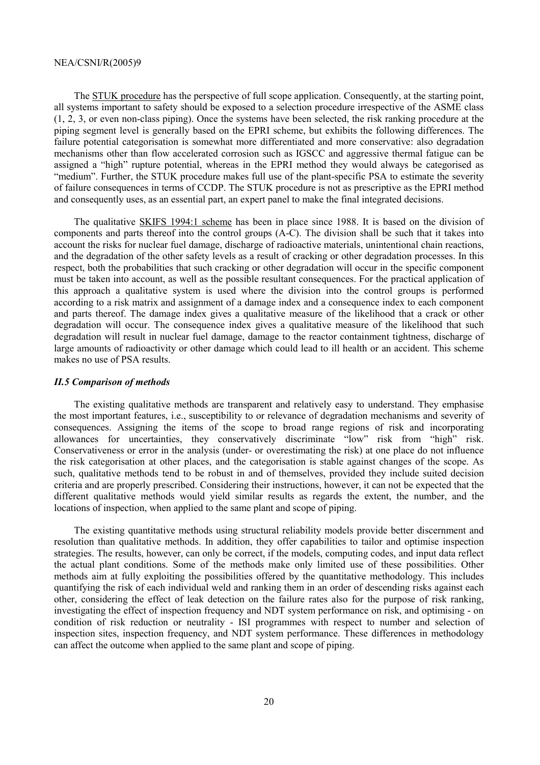The STUK procedure has the perspective of full scope application. Consequently, at the starting point, all systems important to safety should be exposed to a selection procedure irrespective of the ASME class (1, 2, 3, or even non-class piping). Once the systems have been selected, the risk ranking procedure at the piping segment level is generally based on the EPRI scheme, but exhibits the following differences. The failure potential categorisation is somewhat more differentiated and more conservative: also degradation mechanisms other than flow accelerated corrosion such as IGSCC and aggressive thermal fatigue can be assigned a "high" rupture potential, whereas in the EPRI method they would always be categorised as "medium". Further, the STUK procedure makes full use of the plant-specific PSA to estimate the severity of failure consequences in terms of CCDP. The STUK procedure is not as prescriptive as the EPRI method and consequently uses, as an essential part, an expert panel to make the final integrated decisions.

The qualitative SKIFS 1994:1 scheme has been in place since 1988. It is based on the division of components and parts thereof into the control groups (A-C). The division shall be such that it takes into account the risks for nuclear fuel damage, discharge of radioactive materials, unintentional chain reactions, and the degradation of the other safety levels as a result of cracking or other degradation processes. In this respect, both the probabilities that such cracking or other degradation will occur in the specific component must be taken into account, as well as the possible resultant consequences. For the practical application of this approach a qualitative system is used where the division into the control groups is performed according to a risk matrix and assignment of a damage index and a consequence index to each component and parts thereof. The damage index gives a qualitative measure of the likelihood that a crack or other degradation will occur. The consequence index gives a qualitative measure of the likelihood that such degradation will result in nuclear fuel damage, damage to the reactor containment tightness, discharge of large amounts of radioactivity or other damage which could lead to ill health or an accident. This scheme makes no use of PSA results.

### *II.5 Comparison of methods*

The existing qualitative methods are transparent and relatively easy to understand. They emphasise the most important features, i.e., susceptibility to or relevance of degradation mechanisms and severity of consequences. Assigning the items of the scope to broad range regions of risk and incorporating allowances for uncertainties, they conservatively discriminate "low" risk from "high" risk. Conservativeness or error in the analysis (under- or overestimating the risk) at one place do not influence the risk categorisation at other places, and the categorisation is stable against changes of the scope. As such, qualitative methods tend to be robust in and of themselves, provided they include suited decision criteria and are properly prescribed. Considering their instructions, however, it can not be expected that the different qualitative methods would yield similar results as regards the extent, the number, and the locations of inspection, when applied to the same plant and scope of piping.

The existing quantitative methods using structural reliability models provide better discernment and resolution than qualitative methods. In addition, they offer capabilities to tailor and optimise inspection strategies. The results, however, can only be correct, if the models, computing codes, and input data reflect the actual plant conditions. Some of the methods make only limited use of these possibilities. Other methods aim at fully exploiting the possibilities offered by the quantitative methodology. This includes quantifying the risk of each individual weld and ranking them in an order of descending risks against each other, considering the effect of leak detection on the failure rates also for the purpose of risk ranking, investigating the effect of inspection frequency and NDT system performance on risk, and optimising - on condition of risk reduction or neutrality - ISI programmes with respect to number and selection of inspection sites, inspection frequency, and NDT system performance. These differences in methodology can affect the outcome when applied to the same plant and scope of piping.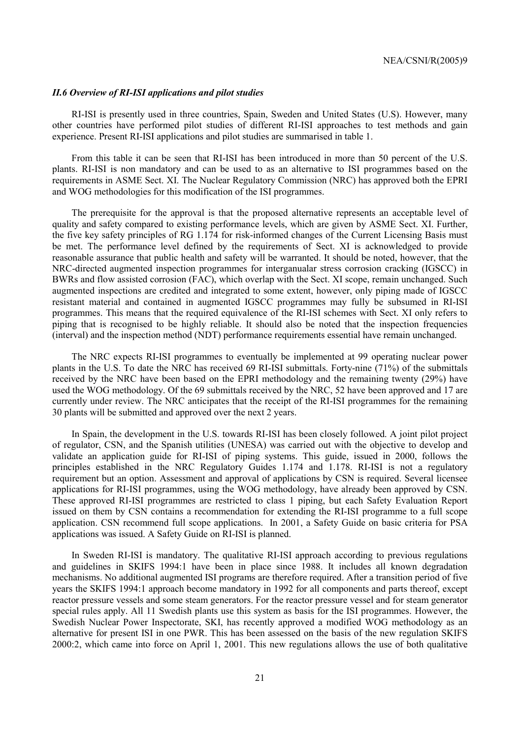### *II.6 Overview of RI-ISI applications and pilot studies*

RI-ISI is presently used in three countries, Spain, Sweden and United States (U.S). However, many other countries have performed pilot studies of different RI-ISI approaches to test methods and gain experience. Present RI-ISI applications and pilot studies are summarised in table 1.

From this table it can be seen that RI-ISI has been introduced in more than 50 percent of the U.S. plants. RI-ISI is non mandatory and can be used to as an alternative to ISI programmes based on the requirements in ASME Sect. XI. The Nuclear Regulatory Commission (NRC) has approved both the EPRI and WOG methodologies for this modification of the ISI programmes.

The prerequisite for the approval is that the proposed alternative represents an acceptable level of quality and safety compared to existing performance levels, which are given by ASME Sect. XI. Further, the five key safety principles of RG 1.174 for risk-informed changes of the Current Licensing Basis must be met. The performance level defined by the requirements of Sect. XI is acknowledged to provide reasonable assurance that public health and safety will be warranted. It should be noted, however, that the NRC-directed augmented inspection programmes for interganualar stress corrosion cracking (IGSCC) in BWRs and flow assisted corrosion (FAC), which overlap with the Sect. XI scope, remain unchanged. Such augmented inspections are credited and integrated to some extent, however, only piping made of IGSCC resistant material and contained in augmented IGSCC programmes may fully be subsumed in RI-ISI programmes. This means that the required equivalence of the RI-ISI schemes with Sect. XI only refers to piping that is recognised to be highly reliable. It should also be noted that the inspection frequencies (interval) and the inspection method (NDT) performance requirements essential have remain unchanged.

The NRC expects RI-ISI programmes to eventually be implemented at 99 operating nuclear power plants in the U.S. To date the NRC has received 69 RI-ISI submittals. Forty-nine (71%) of the submittals received by the NRC have been based on the EPRI methodology and the remaining twenty (29%) have used the WOG methodology. Of the 69 submittals received by the NRC, 52 have been approved and 17 are currently under review. The NRC anticipates that the receipt of the RI-ISI programmes for the remaining 30 plants will be submitted and approved over the next 2 years.

In Spain, the development in the U.S. towards RI-ISI has been closely followed. A joint pilot project of regulator, CSN, and the Spanish utilities (UNESA) was carried out with the objective to develop and validate an application guide for RI-ISI of piping systems. This guide, issued in 2000, follows the principles established in the NRC Regulatory Guides 1.174 and 1.178. RI-ISI is not a regulatory requirement but an option. Assessment and approval of applications by CSN is required. Several licensee applications for RI-ISI programmes, using the WOG methodology, have already been approved by CSN. These approved RI-ISI programmes are restricted to class 1 piping, but each Safety Evaluation Report issued on them by CSN contains a recommendation for extending the RI-ISI programme to a full scope application. CSN recommend full scope applications. In 2001, a Safety Guide on basic criteria for PSA applications was issued. A Safety Guide on RI-ISI is planned.

In Sweden RI-ISI is mandatory. The qualitative RI-ISI approach according to previous regulations and guidelines in SKIFS 1994:1 have been in place since 1988. It includes all known degradation mechanisms. No additional augmented ISI programs are therefore required. After a transition period of five years the SKIFS 1994:1 approach become mandatory in 1992 for all components and parts thereof, except reactor pressure vessels and some steam generators. For the reactor pressure vessel and for steam generator special rules apply. All 11 Swedish plants use this system as basis for the ISI programmes. However, the Swedish Nuclear Power Inspectorate, SKI, has recently approved a modified WOG methodology as an alternative for present ISI in one PWR. This has been assessed on the basis of the new regulation SKIFS 2000:2, which came into force on April 1, 2001. This new regulations allows the use of both qualitative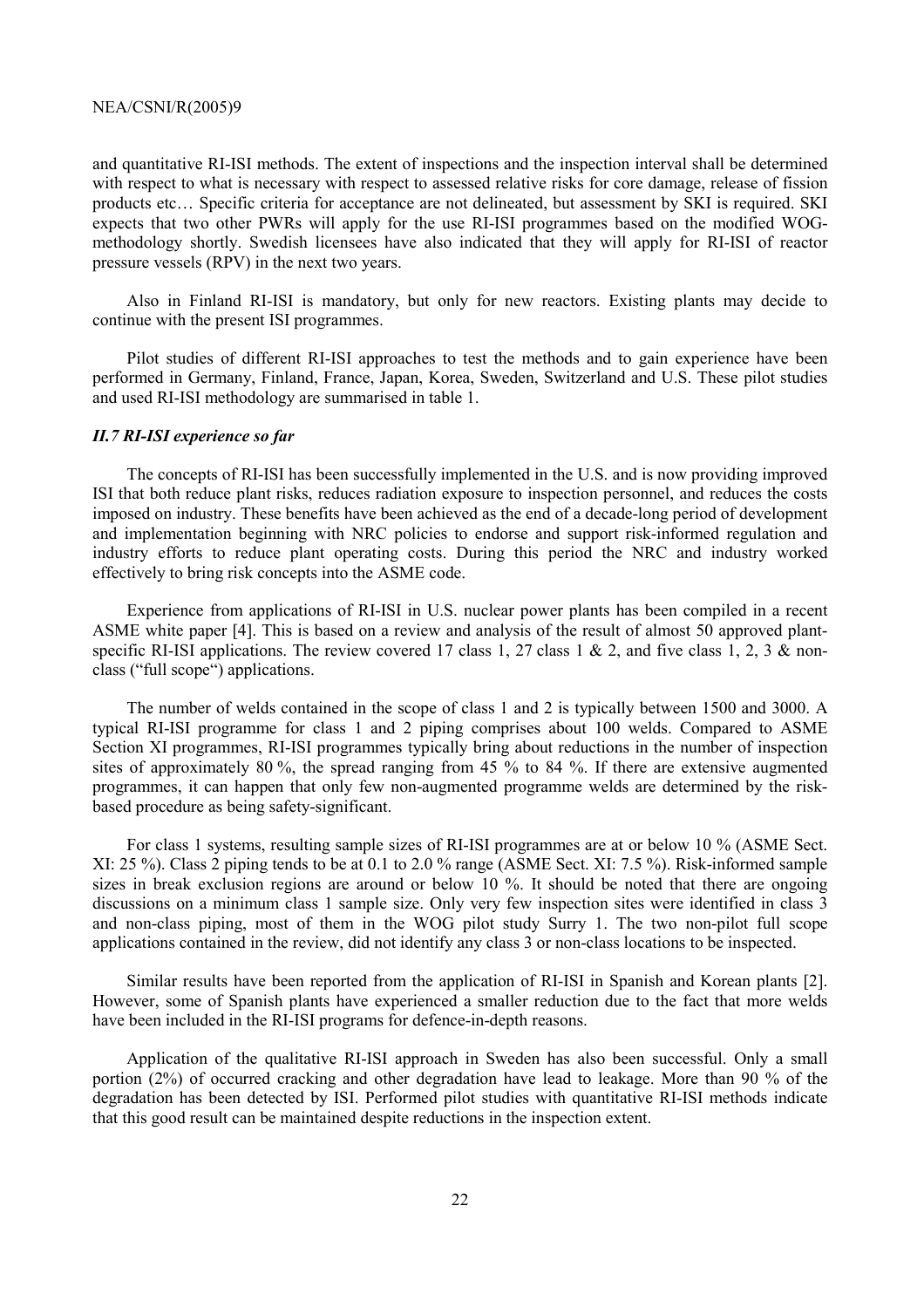and quantitative RI-ISI methods. The extent of inspections and the inspection interval shall be determined with respect to what is necessary with respect to assessed relative risks for core damage, release of fission products etc… Specific criteria for acceptance are not delineated, but assessment by SKI is required. SKI expects that two other PWRs will apply for the use RI-ISI programmes based on the modified WOG-methodology shortly. Swedish licensees have also indicated that they will apply for RI-ISI of reactor pressure vessels (RPV) in the next two years.

Also in Finland RI-ISI is mandatory, but only for new reactors. Existing plants may decide to continue with the present ISI programmes.

Pilot studies of different RI-ISI approaches to test the methods and to gain experience have been performed in Germany, Finland, France, Japan, Korea, Sweden, Switzerland and U.S. These pilot studies and used RI-ISI methodology are summarised in table 1.

### *II.7 RI-ISI experience so far*

The concepts of RI-ISI has been successfully implemented in the U.S. and is now providing improved ISI that both reduce plant risks, reduces radiation exposure to inspection personnel, and reduces the costs imposed on industry. These benefits have been achieved as the end of a decade-long period of development and implementation beginning with NRC policies to endorse and support risk-informed regulation and industry efforts to reduce plant operating costs. During this period the NRC and industry worked effectively to bring risk concepts into the ASME code.

Experience from applications of RI-ISI in U.S. nuclear power plants has been compiled in a recent ASME white paper [4]. This is based on a review and analysis of the result of almost 50 approved plant-specific RI-ISI applications. The review covered 17 class 1, 27 class 1 & 2, and five class 1, 2, 3 & non-class ("full scope") applications.

The number of welds contained in the scope of class 1 and 2 is typically between 1500 and 3000. A typical RI-ISI programme for class 1 and 2 piping comprises about 100 welds. Compared to ASME Section XI programmes, RI-ISI programmes typically bring about reductions in the number of inspection sites of approximately 80 %, the spread ranging from 45 % to 84 %. If there are extensive augmented programmes, it can happen that only few non-augmented programme welds are determined by the risk-based procedure as being safety-significant.

For class 1 systems, resulting sample sizes of RI-ISI programmes are at or below 10 % (ASME Sect. XI: 25 %). Class 2 piping tends to be at 0.1 to 2.0 % range (ASME Sect. XI: 7.5 %). Risk-informed sample sizes in break exclusion regions are around or below 10 %. It should be noted that there are ongoing discussions on a minimum class 1 sample size. Only very few inspection sites were identified in class 3 and non-class piping, most of them in the WOG pilot study Surry 1. The two non-pilot full scope applications contained in the review, did not identify any class 3 or non-class locations to be inspected.

Similar results have been reported from the application of RI-ISI in Spanish and Korean plants [2]. However, some of Spanish plants have experienced a smaller reduction due to the fact that more welds have been included in the RI-ISI programs for defence-in-depth reasons.

Application of the qualitative RI-ISI approach in Sweden has also been successful. Only a small portion (2%) of occurred cracking and other degradation have lead to leakage. More than 90 % of the degradation has been detected by ISI. Performed pilot studies with quantitative RI-ISI methods indicate that this good result can be maintained despite reductions in the inspection extent.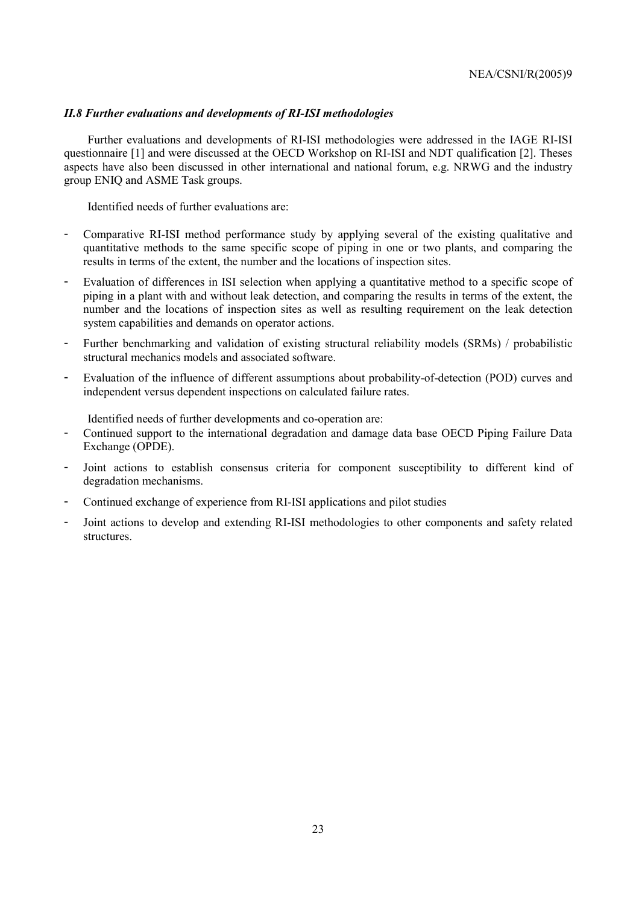### *II.8 Further evaluations and developments of RI-ISI methodologies*

Further evaluations and developments of RI-ISI methodologies were addressed in the IAGE RI-ISI questionnaire [1] and were discussed at the OECD Workshop on RI-ISI and NDT qualification [2]. Theses aspects have also been discussed in other international and national forum, e.g. NRWG and the industry group ENIQ and ASME Task groups.

Identified needs of further evaluations are:

- Comparative RI-ISI method performance study by applying several of the existing qualitative and quantitative methods to the same specific scope of piping in one or two plants, and comparing the results in terms of the extent, the number and the locations of inspection sites.
- Evaluation of differences in ISI selection when applying a quantitative method to a specific scope of piping in a plant with and without leak detection, and comparing the results in terms of the extent, the number and the locations of inspection sites as well as resulting requirement on the leak detection system capabilities and demands on operator actions.
- Further benchmarking and validation of existing structural reliability models (SRMs) / probabilistic structural mechanics models and associated software.
- Evaluation of the influence of different assumptions about probability-of-detection (POD) curves and independent versus dependent inspections on calculated failure rates.

Identified needs of further developments and co-operation are:

- Continued support to the international degradation and damage data base OECD Piping Failure Data Exchange (OPDE).
- Joint actions to establish consensus criteria for component susceptibility to different kind of degradation mechanisms.
- Continued exchange of experience from RI-ISI applications and pilot studies
- Joint actions to develop and extending RI-ISI methodologies to other components and safety related structures.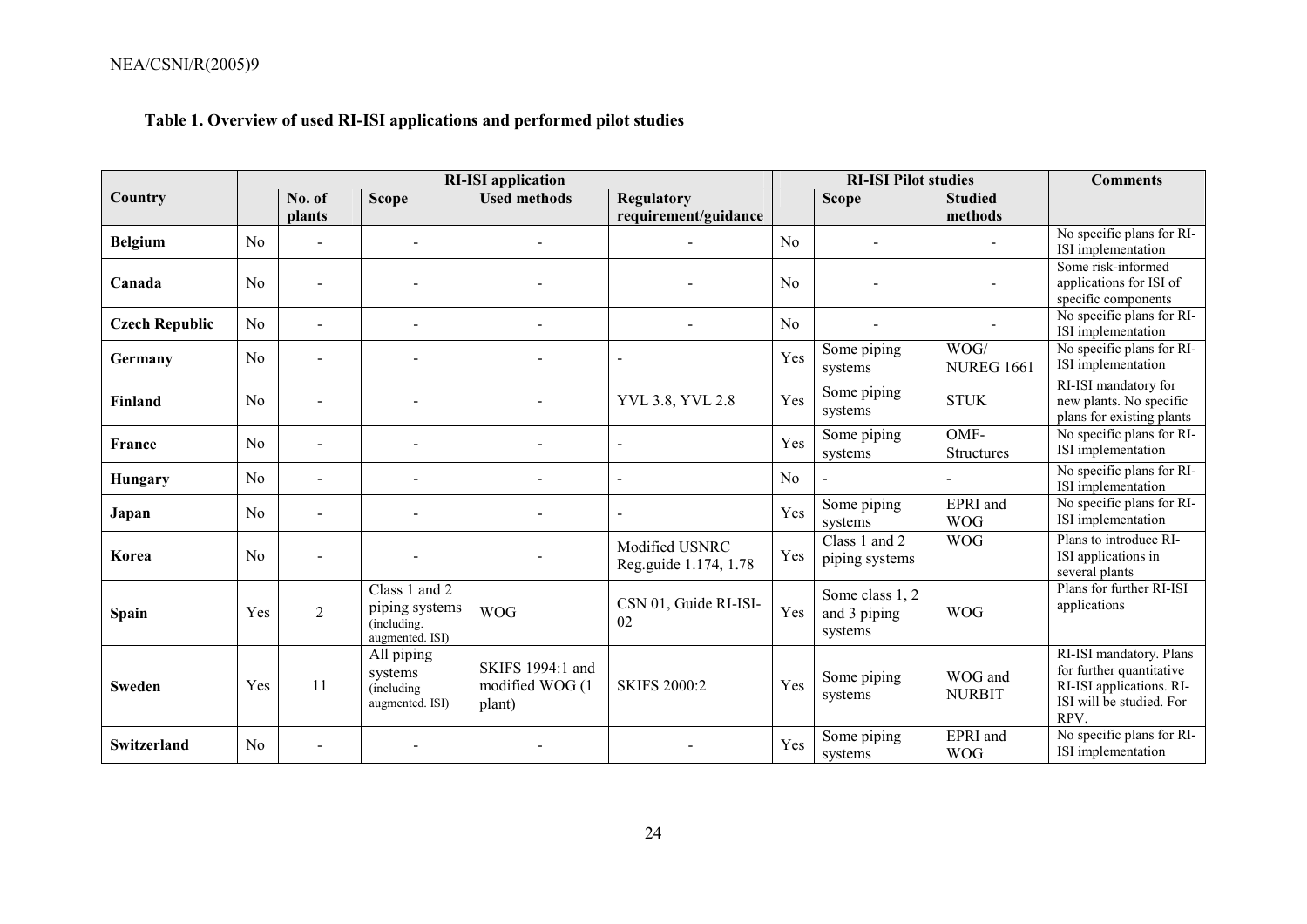**Table 1. Overview of used RI-ISI applications and performed pilot studies**

| Country | RI-ISI application | | | | | RI-ISI Pilot studies | | | Comments |
|---|---|---|---|---|---|---|---|---|---|
| | | No. of plants | Scope | Used methods | Regulatory requirement/guidance | | Scope | Studied methods | |
| **Belgium** | No | - | - | - | - | No | - | - | No specific plans for RI-ISI implementation |
| **Canada** | No | - | - | - | - | No | - | - | Some risk-informed applications for ISI of specific components |
| **Czech Republic** | No | - | - | - | - | No | - | - | No specific plans for RI-ISI implementation |
| **Germany** | No | - | - | - | - | Yes | Some piping systems | WOG/ NUREG 1661 | No specific plans for RI-ISI implementation |
| **Finland** | No | - | - | - | YVL 3.8, YVL 2.8 | Yes | Some piping systems | STUK | RI-ISI mandatory for new plants. No specific plans for existing plants |
| **France** | No | - | - | - | - | Yes | Some piping systems | OMF-Structures | No specific plans for RI-ISI implementation |
| **Hungary** | No | - | - | - | - | No | - | - | No specific plans for RI-ISI implementation |
| **Japan** | No | - | - | - | - | Yes | Some piping systems | EPRI and WOG | No specific plans for RI-ISI implementation |
| **Korea** | No | - | - | - | Modified USNRC Reg.guide 1.174, 1.78 | Yes | Class 1 and 2 piping systems | WOG | Plans to introduce RI-ISI applications in several plants |
| **Spain** | Yes | 2 | Class 1 and 2 piping systems (including. augmented. ISI) | WOG | CSN 01, Guide RI-ISI-02 | Yes | Some class 1, 2 and 3 piping systems | WOG | Plans for further RI-ISI applications |
| **Sweden** | Yes | 11 | All piping systems (including augmented. ISI) | SKIFS 1994:1 and modified WOG (1 plant) | SKIFS 2000:2 | Yes | Some piping systems | WOG and NURBIT | RI-ISI mandatory. Plans for further quantitative RI-ISI applications. RI-ISI will be studied. For RPV. |
| **Switzerland** | No | - | - | - | - | Yes | Some piping systems | EPRI and WOG | No specific plans for RI-ISI implementation |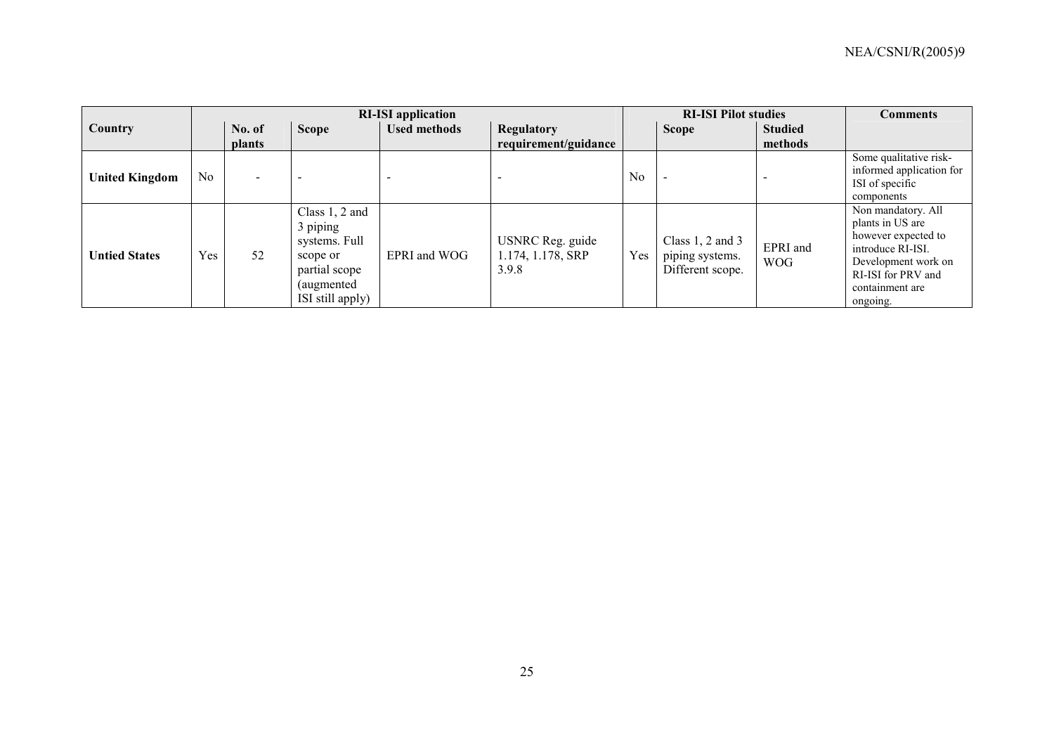| Country | RI-ISI application | | | | | RI-ISI Pilot studies | | | Comments |
|---|---|---|---|---|---|---|---|---|---|
| | | No. of plants | Scope | Used methods | Regulatory requirement/guidance | | Scope | Studied methods | |
| **United Kingdom** | No | - | - | - | - | No | - | - | Some qualitative risk-informed application for ISI of specific components |
| **Untied States** | Yes | 52 | Class 1, 2 and 3 piping systems. Full scope or partial scope (augmented ISI still apply) | EPRI and WOG | USNRC Reg. guide 1.174, 1.178, SRP 3.9.8 | Yes | Class 1, 2 and 3 piping systems. Different scope. | EPRI and WOG | Non mandatory. All plants in US are however expected to introduce RI-ISI. Development work on RI-ISI for PRV and containment are ongoing. |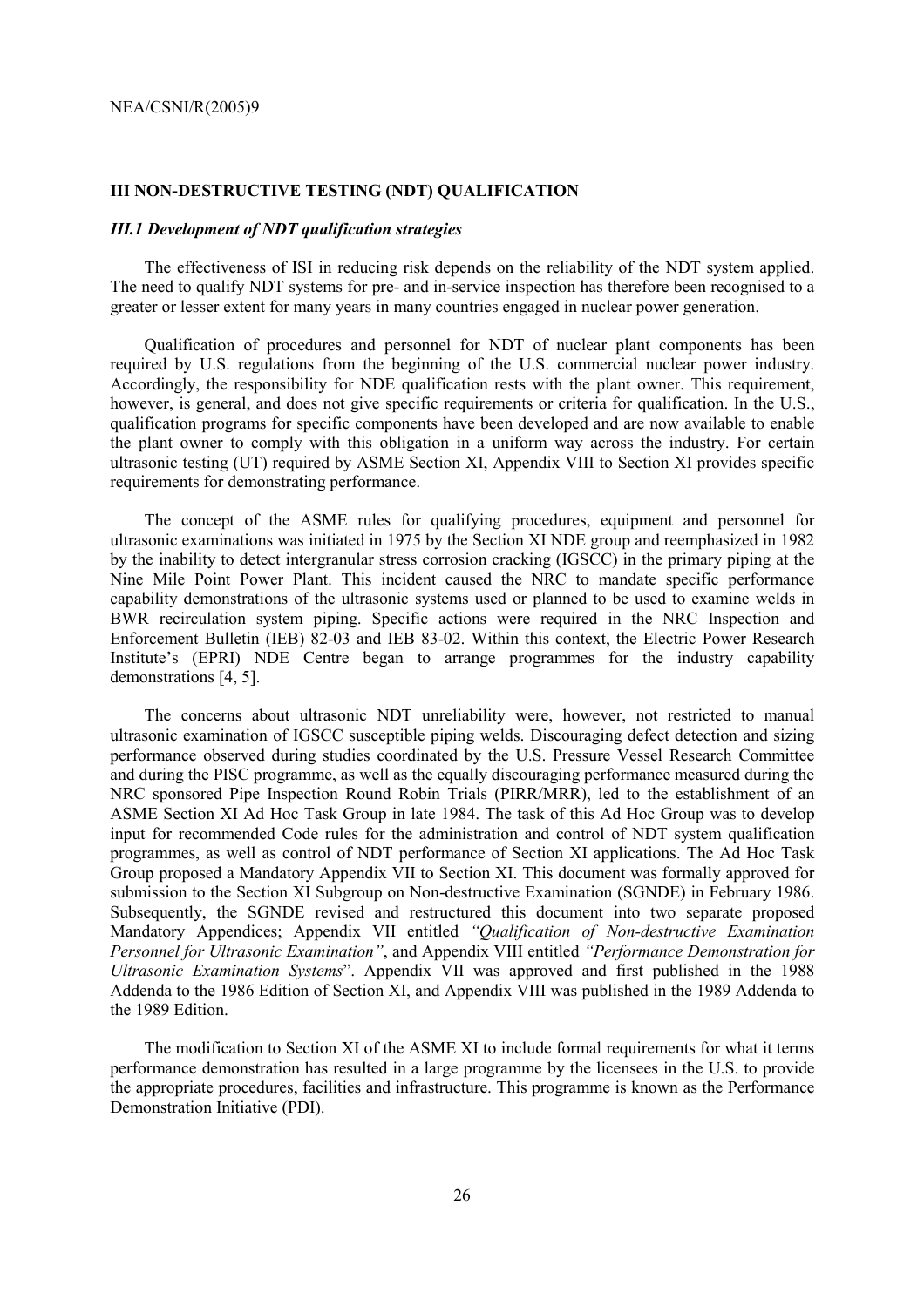## III NON-DESTRUCTIVE TESTING (NDT) QUALIFICATION

### *III.1 Development of NDT qualification strategies*

The effectiveness of ISI in reducing risk depends on the reliability of the NDT system applied. The need to qualify NDT systems for pre- and in-service inspection has therefore been recognised to a greater or lesser extent for many years in many countries engaged in nuclear power generation.

Qualification of procedures and personnel for NDT of nuclear plant components has been required by U.S. regulations from the beginning of the U.S. commercial nuclear power industry. Accordingly, the responsibility for NDE qualification rests with the plant owner. This requirement, however, is general, and does not give specific requirements or criteria for qualification. In the U.S., qualification programs for specific components have been developed and are now available to enable the plant owner to comply with this obligation in a uniform way across the industry. For certain ultrasonic testing (UT) required by ASME Section XI, Appendix VIII to Section XI provides specific requirements for demonstrating performance.

The concept of the ASME rules for qualifying procedures, equipment and personnel for ultrasonic examinations was initiated in 1975 by the Section XI NDE group and reemphasized in 1982 by the inability to detect intergranular stress corrosion cracking (IGSCC) in the primary piping at the Nine Mile Point Power Plant. This incident caused the NRC to mandate specific performance capability demonstrations of the ultrasonic systems used or planned to be used to examine welds in BWR recirculation system piping. Specific actions were required in the NRC Inspection and Enforcement Bulletin (IEB) 82-03 and IEB 83-02. Within this context, the Electric Power Research Institute's (EPRI) NDE Centre began to arrange programmes for the industry capability demonstrations [4, 5].

The concerns about ultrasonic NDT unreliability were, however, not restricted to manual ultrasonic examination of IGSCC susceptible piping welds. Discouraging defect detection and sizing performance observed during studies coordinated by the U.S. Pressure Vessel Research Committee and during the PISC programme, as well as the equally discouraging performance measured during the NRC sponsored Pipe Inspection Round Robin Trials (PIRR/MRR), led to the establishment of an ASME Section XI Ad Hoc Task Group in late 1984. The task of this Ad Hoc Group was to develop input for recommended Code rules for the administration and control of NDT system qualification programmes, as well as control of NDT performance of Section XI applications. The Ad Hoc Task Group proposed a Mandatory Appendix VII to Section XI. This document was formally approved for submission to the Section XI Subgroup on Non-destructive Examination (SGNDE) in February 1986. Subsequently, the SGNDE revised and restructured this document into two separate proposed Mandatory Appendices; Appendix VII entitled *"Qualification of Non-destructive Examination Personnel for Ultrasonic Examination"*, and Appendix VIII entitled *"Performance Demonstration for Ultrasonic Examination Systems*". Appendix VII was approved and first published in the 1988 Addenda to the 1986 Edition of Section XI, and Appendix VIII was published in the 1989 Addenda to the 1989 Edition.

The modification to Section XI of the ASME XI to include formal requirements for what it terms performance demonstration has resulted in a large programme by the licensees in the U.S. to provide the appropriate procedures, facilities and infrastructure. This programme is known as the Performance Demonstration Initiative (PDI).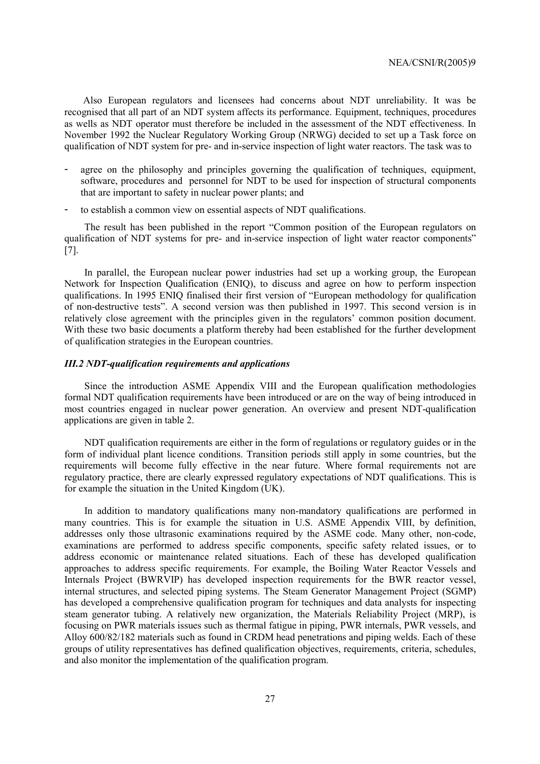Also European regulators and licensees had concerns about NDT unreliability. It was be recognised that all part of an NDT system affects its performance. Equipment, techniques, procedures as wells as NDT operator must therefore be included in the assessment of the NDT effectiveness. In November 1992 the Nuclear Regulatory Working Group (NRWG) decided to set up a Task force on qualification of NDT system for pre- and in-service inspection of light water reactors. The task was to

- agree on the philosophy and principles governing the qualification of techniques, equipment, software, procedures and personnel for NDT to be used for inspection of structural components that are important to safety in nuclear power plants; and
- to establish a common view on essential aspects of NDT qualifications.

The result has been published in the report "Common position of the European regulators on qualification of NDT systems for pre- and in-service inspection of light water reactor components" [7].

In parallel, the European nuclear power industries had set up a working group, the European Network for Inspection Qualification (ENIQ), to discuss and agree on how to perform inspection qualifications. In 1995 ENIQ finalised their first version of "European methodology for qualification of non-destructive tests". A second version was then published in 1997. This second version is in relatively close agreement with the principles given in the regulators' common position document. With these two basic documents a platform thereby had been established for the further development of qualification strategies in the European countries.

### *III.2 NDT-qualification requirements and applications*

Since the introduction ASME Appendix VIII and the European qualification methodologies formal NDT qualification requirements have been introduced or are on the way of being introduced in most countries engaged in nuclear power generation. An overview and present NDT-qualification applications are given in table 2.

NDT qualification requirements are either in the form of regulations or regulatory guides or in the form of individual plant licence conditions. Transition periods still apply in some countries, but the requirements will become fully effective in the near future. Where formal requirements not are regulatory practice, there are clearly expressed regulatory expectations of NDT qualifications. This is for example the situation in the United Kingdom (UK).

In addition to mandatory qualifications many non-mandatory qualifications are performed in many countries. This is for example the situation in U.S. ASME Appendix VIII, by definition, addresses only those ultrasonic examinations required by the ASME code. Many other, non-code, examinations are performed to address specific components, specific safety related issues, or to address economic or maintenance related situations. Each of these has developed qualification approaches to address specific requirements. For example, the Boiling Water Reactor Vessels and Internals Project (BWRVIP) has developed inspection requirements for the BWR reactor vessel, internal structures, and selected piping systems. The Steam Generator Management Project (SGMP) has developed a comprehensive qualification program for techniques and data analysts for inspecting steam generator tubing. A relatively new organization, the Materials Reliability Project (MRP), is focusing on PWR materials issues such as thermal fatigue in piping, PWR internals, PWR vessels, and Alloy 600/82/182 materials such as found in CRDM head penetrations and piping welds. Each of these groups of utility representatives has defined qualification objectives, requirements, criteria, schedules, and also monitor the implementation of the qualification program.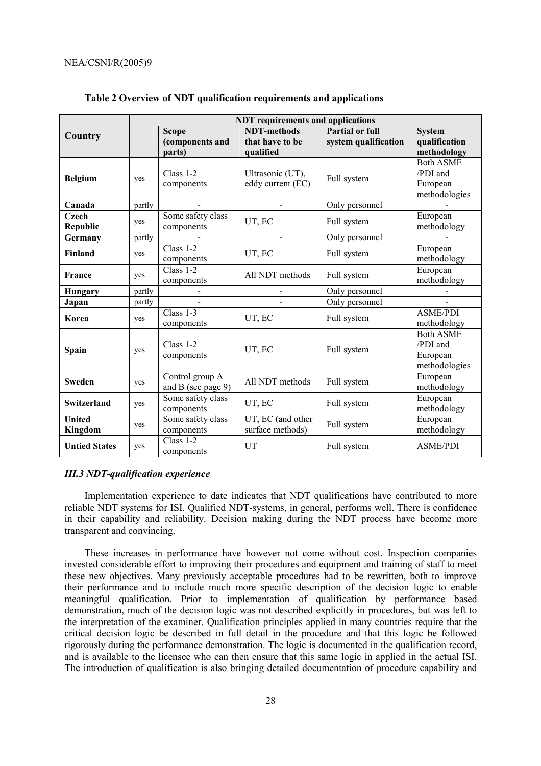**Table 2 Overview of NDT qualification requirements and applications**

| Country | NDT requirements and applications | | | | |
|---|---|---|---|---|---|
| | | **Scope (components and parts)** | **NDT-methods that have to be qualified** | **Partial or full system qualification** | **System qualification methodology** |
| **Belgium** | yes | Class 1-2 components | Ultrasonic (UT), eddy current (EC) | Full system | Both ASME /PDI and European methodologies |
| **Canada** | partly | - | - | Only personnel | - |
| **Czech Republic** | yes | Some safety class components | UT, EC | Full system | European methodology |
| **Germany** | partly | - | - | Only personnel | - |
| **Finland** | yes | Class 1-2 components | UT, EC | Full system | European methodology |
| **France** | yes | Class 1-2 components | All NDT methods | Full system | European methodology |
| **Hungary** | partly | - | - | Only personnel | - |
| **Japan** | partly | - | - | Only personnel | - |
| **Korea** | yes | Class 1-3 components | UT, EC | Full system | ASME/PDI methodology |
| **Spain** | yes | Class 1-2 components | UT, EC | Full system | Both ASME /PDI and European methodologies |
| **Sweden** | yes | Control group A and B (see page 9) | All NDT methods | Full system | European methodology |
| **Switzerland** | yes | Some safety class components | UT, EC | Full system | European methodology |
| **United Kingdom** | yes | Some safety class components | UT, EC (and other surface methods) | Full system | European methodology |
| **Untied States** | yes | Class 1-2 components | UT | Full system | ASME/PDI |

### *III.3 NDT-qualification experience*

Implementation experience to date indicates that NDT qualifications have contributed to more reliable NDT systems for ISI. Qualified NDT-systems, in general, performs well. There is confidence in their capability and reliability. Decision making during the NDT process have become more transparent and convincing.

These increases in performance have however not come without cost. Inspection companies invested considerable effort to improving their procedures and equipment and training of staff to meet these new objectives. Many previously acceptable procedures had to be rewritten, both to improve their performance and to include much more specific description of the decision logic to enable meaningful qualification. Prior to implementation of qualification by performance based demonstration, much of the decision logic was not described explicitly in procedures, but was left to the interpretation of the examiner. Qualification principles applied in many countries require that the critical decision logic be described in full detail in the procedure and that this logic be followed rigorously during the performance demonstration. The logic is documented in the qualification record, and is available to the licensee who can then ensure that this same logic in applied in the actual ISI. The introduction of qualification is also bringing detailed documentation of procedure capability and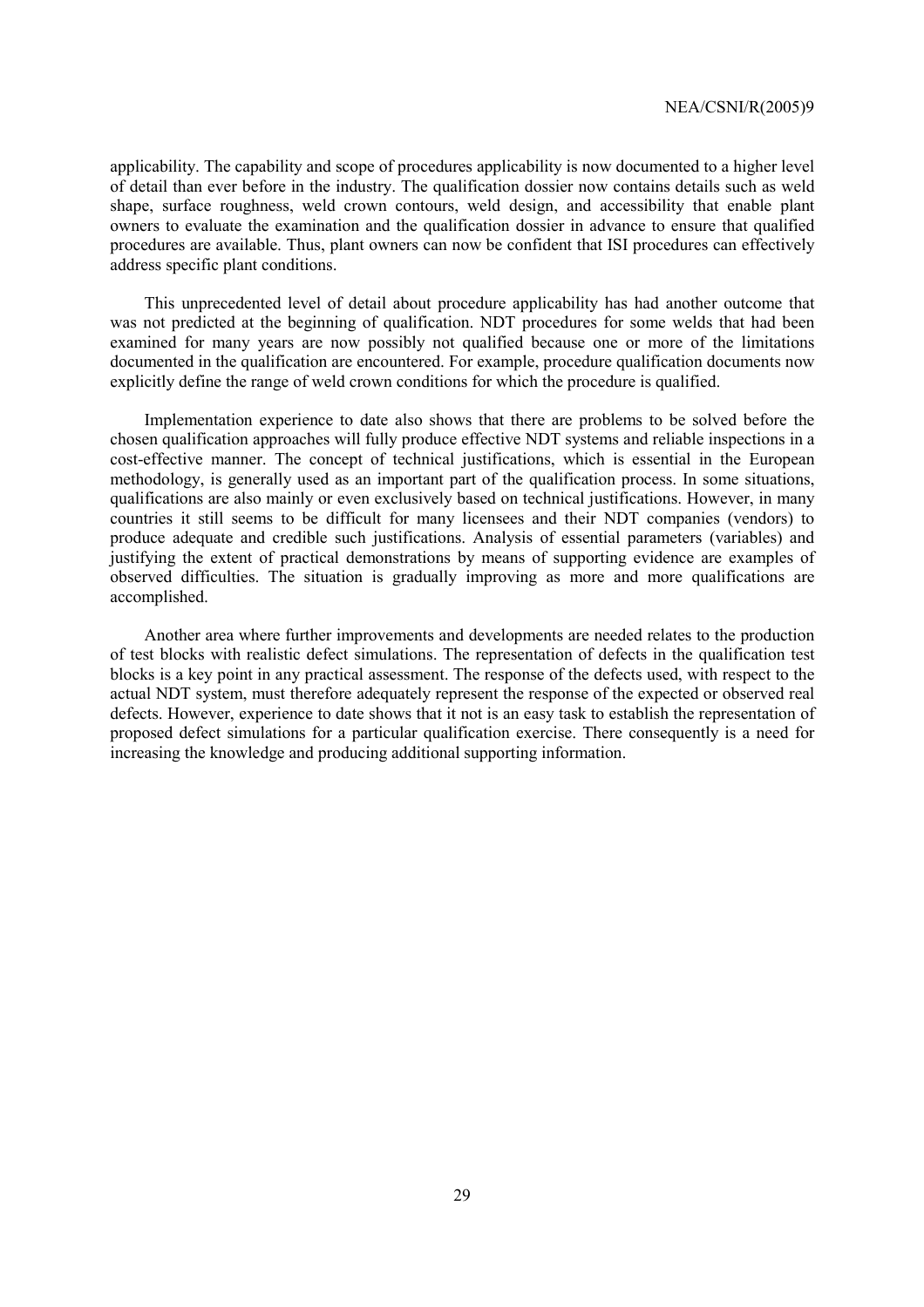applicability. The capability and scope of procedures applicability is now documented to a higher level of detail than ever before in the industry. The qualification dossier now contains details such as weld shape, surface roughness, weld crown contours, weld design, and accessibility that enable plant owners to evaluate the examination and the qualification dossier in advance to ensure that qualified procedures are available. Thus, plant owners can now be confident that ISI procedures can effectively address specific plant conditions.

This unprecedented level of detail about procedure applicability has had another outcome that was not predicted at the beginning of qualification. NDT procedures for some welds that had been examined for many years are now possibly not qualified because one or more of the limitations documented in the qualification are encountered. For example, procedure qualification documents now explicitly define the range of weld crown conditions for which the procedure is qualified.

Implementation experience to date also shows that there are problems to be solved before the chosen qualification approaches will fully produce effective NDT systems and reliable inspections in a cost-effective manner. The concept of technical justifications, which is essential in the European methodology, is generally used as an important part of the qualification process. In some situations, qualifications are also mainly or even exclusively based on technical justifications. However, in many countries it still seems to be difficult for many licensees and their NDT companies (vendors) to produce adequate and credible such justifications. Analysis of essential parameters (variables) and justifying the extent of practical demonstrations by means of supporting evidence are examples of observed difficulties. The situation is gradually improving as more and more qualifications are accomplished.

Another area where further improvements and developments are needed relates to the production of test blocks with realistic defect simulations. The representation of defects in the qualification test blocks is a key point in any practical assessment. The response of the defects used, with respect to the actual NDT system, must therefore adequately represent the response of the expected or observed real defects. However, experience to date shows that it not is an easy task to establish the representation of proposed defect simulations for a particular qualification exercise. There consequently is a need for increasing the knowledge and producing additional supporting information.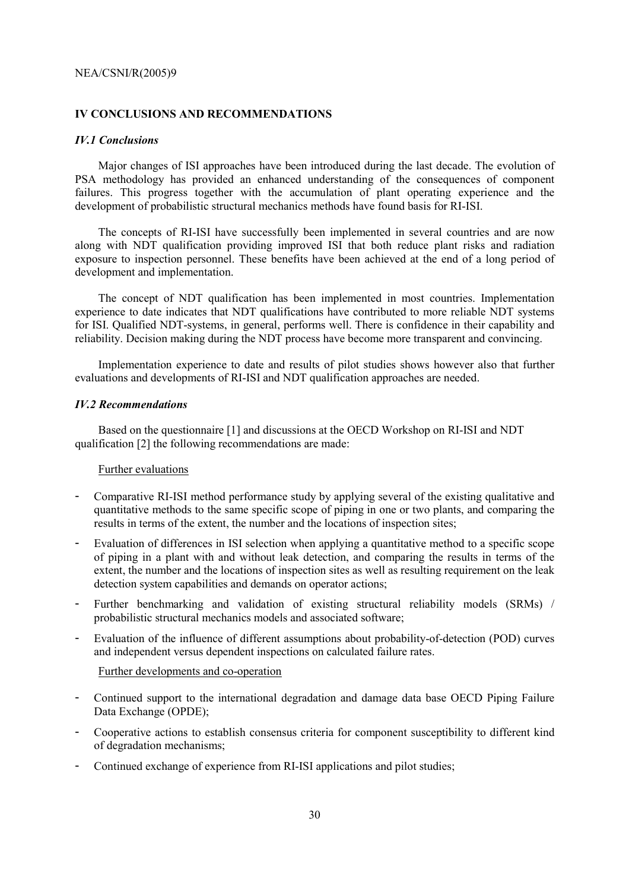# IV CONCLUSIONS AND RECOMMENDATIONS

## *IV.1 Conclusions*

Major changes of ISI approaches have been introduced during the last decade. The evolution of PSA methodology has provided an enhanced understanding of the consequences of component failures. This progress together with the accumulation of plant operating experience and the development of probabilistic structural mechanics methods have found basis for RI-ISI.

The concepts of RI-ISI have successfully been implemented in several countries and are now along with NDT qualification providing improved ISI that both reduce plant risks and radiation exposure to inspection personnel. These benefits have been achieved at the end of a long period of development and implementation.

The concept of NDT qualification has been implemented in most countries. Implementation experience to date indicates that NDT qualifications have contributed to more reliable NDT systems for ISI. Qualified NDT-systems, in general, performs well. There is confidence in their capability and reliability. Decision making during the NDT process have become more transparent and convincing.

Implementation experience to date and results of pilot studies shows however also that further evaluations and developments of RI-ISI and NDT qualification approaches are needed.

## *IV.2 Recommendations*

Based on the questionnaire [1] and discussions at the OECD Workshop on RI-ISI and NDT qualification [2] the following recommendations are made:

Further evaluations

- Comparative RI-ISI method performance study by applying several of the existing qualitative and quantitative methods to the same specific scope of piping in one or two plants, and comparing the results in terms of the extent, the number and the locations of inspection sites;
- Evaluation of differences in ISI selection when applying a quantitative method to a specific scope of piping in a plant with and without leak detection, and comparing the results in terms of the extent, the number and the locations of inspection sites as well as resulting requirement on the leak detection system capabilities and demands on operator actions;
- Further benchmarking and validation of existing structural reliability models (SRMs) / probabilistic structural mechanics models and associated software;
- Evaluation of the influence of different assumptions about probability-of-detection (POD) curves and independent versus dependent inspections on calculated failure rates.

Further developments and co-operation

- Continued support to the international degradation and damage data base OECD Piping Failure Data Exchange (OPDE);
- Cooperative actions to establish consensus criteria for component susceptibility to different kind of degradation mechanisms;
- Continued exchange of experience from RI-ISI applications and pilot studies;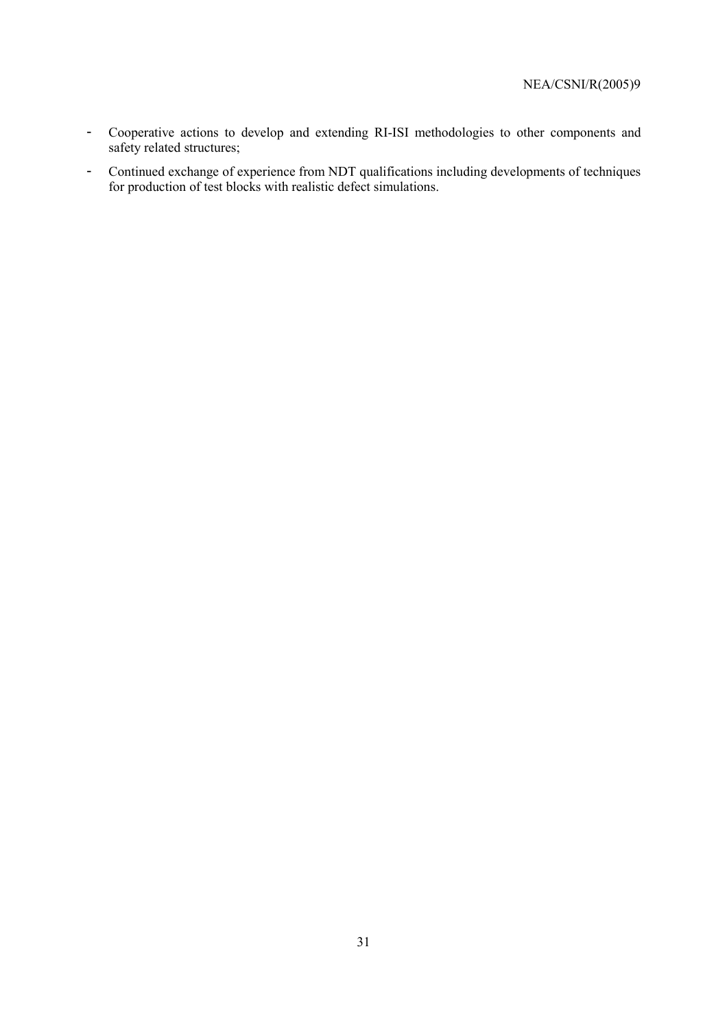- Cooperative actions to develop and extending RI-ISI methodologies to other components and safety related structures;
- Continued exchange of experience from NDT qualifications including developments of techniques for production of test blocks with realistic defect simulations.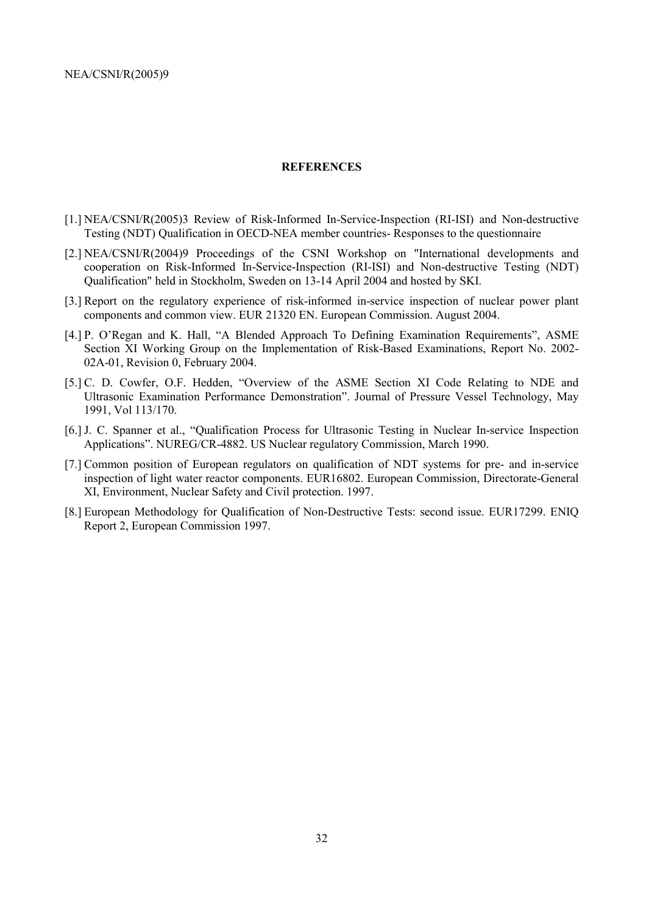## REFERENCES

[1.] NEA/CSNI/R(2005)3 Review of Risk-Informed In-Service-Inspection (RI-ISI) and Non-destructive Testing (NDT) Qualification in OECD-NEA member countries- Responses to the questionnaire

[2.] NEA/CSNI/R(2004)9 Proceedings of the CSNI Workshop on "International developments and cooperation on Risk-Informed In-Service-Inspection (RI-ISI) and Non-destructive Testing (NDT) Qualification" held in Stockholm, Sweden on 13-14 April 2004 and hosted by SKI.

[3.] Report on the regulatory experience of risk-informed in-service inspection of nuclear power plant components and common view. EUR 21320 EN. European Commission. August 2004.

[4.] P. O'Regan and K. Hall, "A Blended Approach To Defining Examination Requirements", ASME Section XI Working Group on the Implementation of Risk-Based Examinations, Report No. 2002-02A-01, Revision 0, February 2004.

[5.] C. D. Cowfer, O.F. Hedden, "Overview of the ASME Section XI Code Relating to NDE and Ultrasonic Examination Performance Demonstration". Journal of Pressure Vessel Technology, May 1991, Vol 113/170.

[6.] J. C. Spanner et al., "Qualification Process for Ultrasonic Testing in Nuclear In-service Inspection Applications". NUREG/CR-4882. US Nuclear regulatory Commission, March 1990.

[7.] Common position of European regulators on qualification of NDT systems for pre- and in-service inspection of light water reactor components. EUR16802. European Commission, Directorate-General XI, Environment, Nuclear Safety and Civil protection. 1997.

[8.] European Methodology for Qualification of Non-Destructive Tests: second issue. EUR17299. ENIQ Report 2, European Commission 1997.